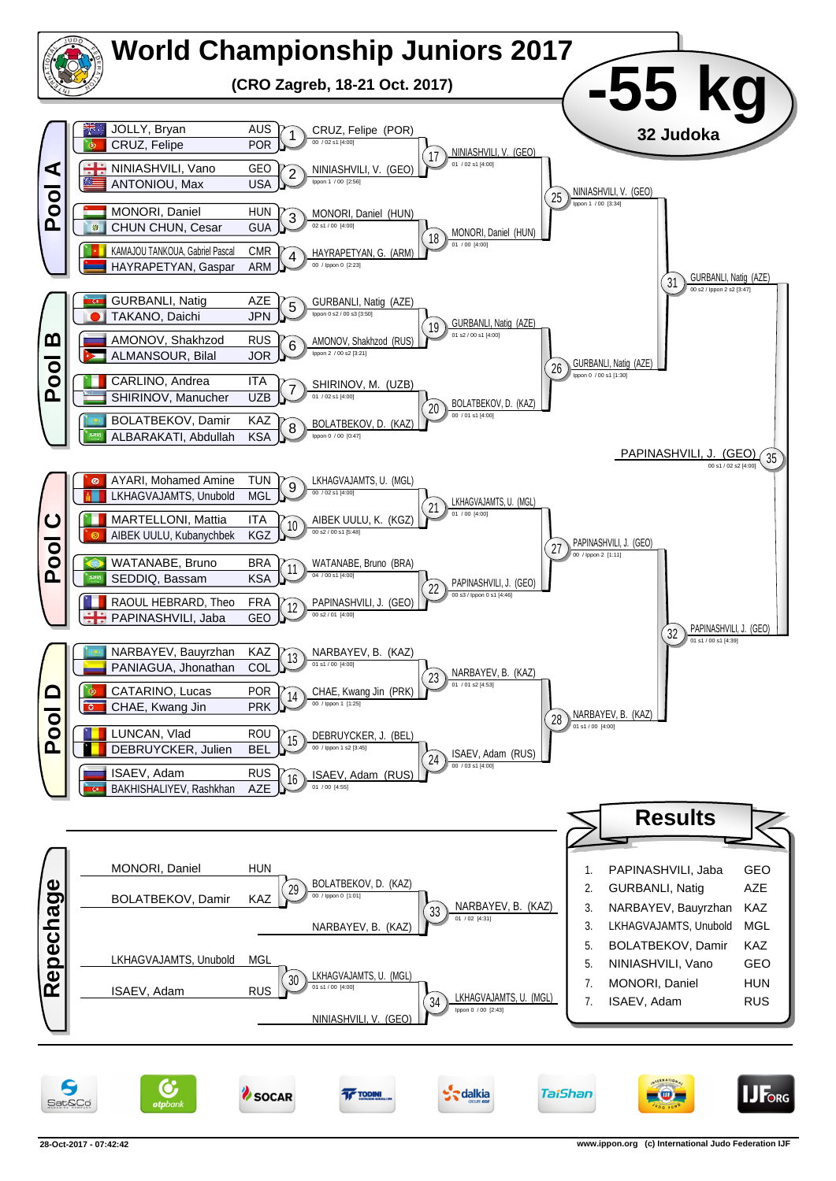# World Championship Juniors 2017

**(CRO Zagreb, 18-21 Oct. 2017)**

## -55 kg

**32 Judoka**

### Pool A

| Athlete | Country | Match | Winner | Score |
|---|---|---|---|---|
| JOLLY, Bryan / CRUZ, Felipe | AUS / POR | 1 | CRUZ, Felipe (POR) | 00 / 02 s1 [4:00] |
| NINIASHVILI, Vano / ANTONIOU, Max | GEO / USA | 2 | NINIASHVILI, V. (GEO) | Ippon 1 / 00 [2:56] |
| MONORI, Daniel / CHUN CHUN, Cesar | HUN / GUA | 3 | MONORI, Daniel (HUN) | 02 s1 / 00 [4:00] |
| KAMAJOU TANKOUA, Gabriel Pascal / HAYRAPETYAN, Gaspar | CMR / ARM | 4 | HAYRAPETYAN, G. (ARM) | 00 / Ippon 0 [2:23] |

- 17: NINIASHVILI, V. (GEO) — 01 / 02 s1 [4:00]
- 18: MONORI, Daniel (HUN) — 01 / 00 [4:00]
- 25: NINIASHVILI, V. (GEO) — Ippon 1 / 00 [3:34]

### Pool B

| Athlete | Country | Match | Winner | Score |
|---|---|---|---|---|
| GURBANLI, Natig / TAKANO, Daichi | AZE / JPN | 5 | GURBANLI, Natig (AZE) | Ippon 0 s2 / 00 s3 [3:50] |
| AMONOV, Shakhzod / ALMANSOUR, Bilal | RUS / JOR | 6 | AMONOV, Shakhzod (RUS) | Ippon 2 / 00 s2 [3:21] |
| CARLINO, Andrea / SHIRINOV, Manucher | ITA / UZB | 7 | SHIRINOV, M. (UZB) | 01 / 02 s1 [4:00] |
| BOLATBEKOV, Damir / ALBARAKATI, Abdullah | KAZ / KSA | 8 | BOLATBEKOV, D. (KAZ) | Ippon 0 / 00 [0:47] |

- 19: GURBANLI, Natig (AZE) — 01 s2 / 00 s1 [4:00]
- 20: BOLATBEKOV, D. (KAZ) — 00 / 01 s1 [4:00]
- 26: GURBANLI, Natig (AZE) — Ippon 0 / 00 s1 [1:30]
- 31: GURBANLI, Natig (AZE) — 00 s2 / Ippon 2 s2 [3:47]

### Pool C

| Athlete | Country | Match | Winner | Score |
|---|---|---|---|---|
| AYARI, Mohamed Amine / LKHAGVAJAMTS, Unubold | TUN / MGL | 9 | LKHAGVAJAMTS, U. (MGL) | 00 / 02 s1 [4:00] |
| MARTELLONI, Mattia / AIBEK UULU, Kubanychbek | ITA / KGZ | 10 | AIBEK UULU, K. (KGZ) | 00 s2 / 00 s1 [5:48] |
| WATANABE, Bruno / SEDDIQ, Bassam | BRA / KSA | 11 | WATANABE, Bruno (BRA) | 04 / 00 s1 [4:00] |
| RAOUL HEBRARD, Theo / PAPINASHVILI, Jaba | FRA / GEO | 12 | PAPINASHVILI, J. (GEO) | 00 s2 / 01 [4:00] |

- 21: LKHAGVAJAMTS, U. (MGL) — 01 / 00 [4:00]
- 22: PAPINASHVILI, J. (GEO) — 00 s3 / Ippon 0 s1 [4:46]
- 27: PAPINASHVILI, J. (GEO) — 00 / Ippon 2 [1:11]

### Pool D

| Athlete | Country | Match | Winner | Score |
|---|---|---|---|---|
| NARBAYEV, Bauyrzhan / PANIAGUA, Jhonathan | KAZ / COL | 13 | NARBAYEV, B. (KAZ) | 01 s1 / 00 [4:00] |
| CATARINO, Lucas / CHAE, Kwang Jin | POR / PRK | 14 | CHAE, Kwang Jin (PRK) | 00 / Ippon 1 [1:25] |
| LUNCAN, Vlad / DEBRUYCKER, Julien | ROU / BEL | 15 | DEBRUYCKER, J. (BEL) | 00 / Ippon 1 s2 [3:45] |
| ISAEV, Adam / BAKHISHALIYEV, Rashkhan | RUS / AZE | 16 | ISAEV, Adam (RUS) | 01 / 00 [4:55] |

- 23: NARBAYEV, B. (KAZ) — 01 / 01 s2 [4:53]
- 24: ISAEV, Adam (RUS) — 00 / 03 s1 [4:00]
- 28: NARBAYEV, B. (KAZ) — 01 s1 / 00 [4:00]
- 32: PAPINASHVILI, J. (GEO) — 01 s1 / 00 s1 [4:39]

### Final

- 35: PAPINASHVILI, J. (GEO) — 00 s1 / 02 s2 [4:00]

### Repechage

- 29: MONORI, Daniel (HUN) vs BOLATBEKOV, Damir (KAZ) — BOLATBEKOV, D. (KAZ) — 00 / Ippon 0 [1:01]
- 33: BOLATBEKOV, D. (KAZ) vs NARBAYEV, B. (KAZ) — NARBAYEV, B. (KAZ) — 01 / 02 [4:31]
- 30: LKHAGVAJAMTS, Unubold (MGL) vs ISAEV, Adam (RUS) — LKHAGVAJAMTS, U. (MGL) — 01 s1 / 00 [4:00]
- 34: LKHAGVAJAMTS, U. (MGL) vs NINIASHVILI, V. (GEO) — LKHAGVAJAMTS, U. (MGL) — Ippon 0 / 00 [2:43]

### Results

| Place | Name | Country |
|---|---|---|
| 1. | PAPINASHVILI, Jaba | GEO |
| 2. | GURBANLI, Natig | AZE |
| 3. | NARBAYEV, Bauyrzhan | KAZ |
| 3. | LKHAGVAJAMTS, Unubold | MGL |
| 5. | BOLATBEKOV, Damir | KAZ |
| 5. | NINIASHVILI, Vano | GEO |
| 7. | MONORI, Daniel | HUN |
| 7. | ISAEV, Adam | RUS |

28-Oct-2017 - 07:42:42 www.ippon.org (c) International Judo Federation IJF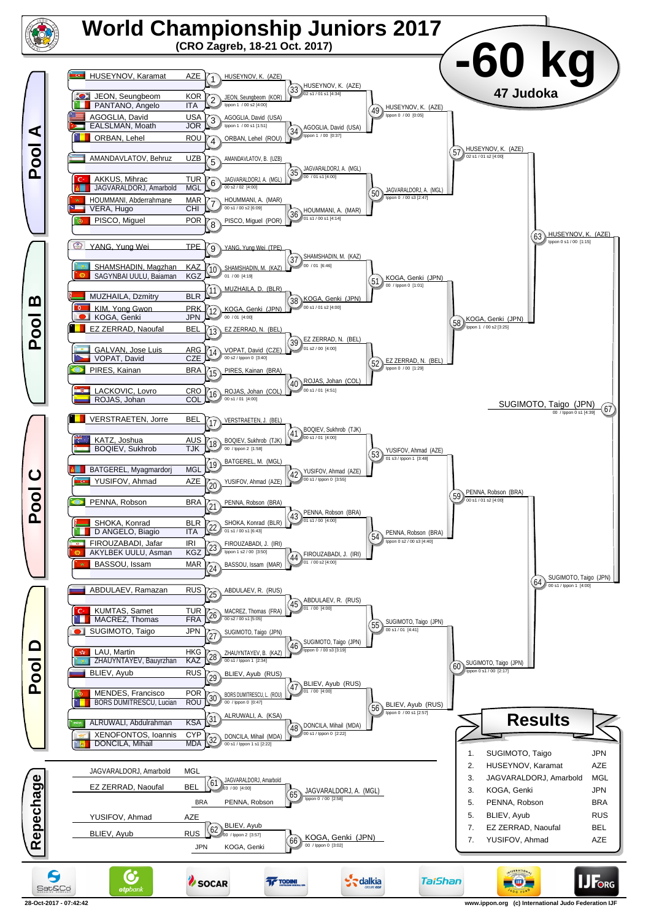# World Championship Juniors 2017

**(CRO Zagreb, 18-21 Oct. 2017)**

## -60 kg

**47 Judoka**

## Pool A

| Athlete | Country |
|---|---|
| HUSEYNOV, Karamat | AZE |
| JEON, Seungbeom | KOR |
| PANTANO, Angelo | ITA |
| AGOGLIA, David | USA |
| EALSLMAN, Moath | JOR |
| ORBAN, Lehel | ROU |
| AMANDAVLATOV, Behruz | UZB |
| AKKUS, Mihrac | TUR |
| JAGVARALDORJ, Amarbold | MGL |
| HOUMMANI, Abderrahmane | MAR |
| VERA, Hugo | CHI |
| PISCO, Miguel | POR |

- 1: HUSEYNOV, K. (AZE)
- 2: JEON, Seungbeom (KOR) — Ippon 1 / 00 s2 [4:00]
- 3: AGOGLIA, David (USA) — Ippon 1 / 00 s1 [1:51]
- 4: ORBAN, Lehel (ROU)
- 5: AMANDAVLATOV, B. (UZB)
- 6: JAGVARALDORJ, A. (MGL) — 00 s2 / 02 [4:00]
- 7: HOUMMANI, A. (MAR) — 00 s1 / 00 s2 [6:09]
- 8: PISCO, Miguel (POR)
- 33: HUSEYNOV, K. (AZE) — 02 s1 / 01 s1 [4:34]
- 34: AGOGLIA, David (USA) — Ippon 1 / 00 [0:37]
- 35: JAGVARALDORJ, A. (MGL) — 00 / 01 s1 [4:00]
- 36: HOUMMANI, A. (MAR) — 01 s1 / 00 s1 [4:14]
- 49: HUSEYNOV, K. (AZE) — Ippon 0 / 00 [0:05]
- 50: JAGVARALDORJ, A. (MGL) — Ippon 0 / 00 s3 [2:47]
- 57: HUSEYNOV, K. (AZE) — 02 s1 / 01 s2 [4:00]

## Pool B

| Athlete | Country |
|---|---|
| YANG, Yung Wei | TPE |
| SHAMSHADIN, Magzhan | KAZ |
| SAGYNBAI UULU, Baiaman | KGZ |
| MUZHAILA, Dzmitry | BLR |
| KIM, Yong Gwon | PRK |
| KOGA, Genki | JPN |
| EZ ZERRAD, Naoufal | BEL |
| GALVAN, Jose Luis | ARG |
| VOPAT, David | CZE |
| PIRES, Kainan | BRA |
| LACKOVIC, Lovro | CRO |
| ROJAS, Johan | COL |

- 9: YANG, Yung Wei (TPE)
- 10: SHAMSHADIN, M. (KAZ) — 01 / 00 [4:19]
- 11: MUZHAILA, D. (BLR)
- 12: KOGA, Genki (JPN) — 00 / 01 [4:00]
- 13: EZ ZERRAD, N. (BEL)
- 14: VOPAT, David (CZE) — 00 s2 / Ippon 0 [3:40]
- 15: PIRES, Kainan (BRA)
- 16: ROJAS, Johan (COL) — 00 s1 / 01 [4:00]
- 37: SHAMSHADIN, M. (KAZ) — 00 / 01 [6:46]
- 38: KOGA, Genki (JPN) — 00 s1 / 01 s2 [4:00]
- 39: EZ ZERRAD, N. (BEL) — 01 s2 / 00 [4:00]
- 40: ROJAS, Johan (COL) — 00 s1 / 01 [4:51]
- 51: KOGA, Genki (JPN) — 00 / Ippon 0 [1:01]
- 52: EZ ZERRAD, N. (BEL) — Ippon 0 / 00 [1:29]
- 58: KOGA, Genki (JPN) — Ippon 1 / 00 s2 [3:25]
- 63: HUSEYNOV, K. (AZE) — Ippon 0 s1 / 00 [1:15]

## Pool C

| Athlete | Country |
|---|---|
| VERSTRAETEN, Jorre | BEL |
| KATZ, Joshua | AUS |
| BOQIEV, Sukhrob | TJK |
| BATGEREL, Myagmardorj | MGL |
| YUSIFOV, Ahmad | AZE |
| PENNA, Robson | BRA |
| SHOKA, Konrad | BLR |
| D ANGELO, Biagio | ITA |
| FIROUZABADI, Jafar | IRI |
| AKYLBEK UULU, Asman | KGZ |
| BASSOU, Issam | MAR |

- 17: VERSTRAETEN, J. (BEL)
- 18: BOQIEV, Sukhrob (TJK) — 00 / Ippon 2 [1:58]
- 19: BATGEREL, M. (MGL)
- 20: YUSIFOV, Ahmad (AZE)
- 21: PENNA, Robson (BRA)
- 22: SHOKA, Konrad (BLR) — 01 s1 / 00 s1 [6:43]
- 23: FIROUZABADI, J. (IRI) — Ippon 1 s2 / 00 [3:50]
- 24: BASSOU, Issam (MAR)
- 41: BOQIEV, Sukhrob (TJK) — 00 s1 / 01 [4:00]
- 42: YUSIFOV, Ahmad (AZE) — 00 s1 / Ippon 0 [3:55]
- 43: PENNA, Robson (BRA) — 01 s1 / 00 [4:00]
- 44: FIROUZABADI, J. (IRI) — 01 / 00 s2 [4:00]
- 53: YUSIFOV, Ahmad (AZE) — 01 s3 / Ippon 1 [3:48]
- 54: PENNA, Robson (BRA) — Ippon 0 s2 / 00 s3 [4:40]
- 59: PENNA, Robson (BRA) — 00 s1 / 01 s2 [4:00]

## Pool D

| Athlete | Country |
|---|---|
| ABDULAEV, Ramazan | RUS |
| KUMTAS, Samet | TUR |
| MACREZ, Thomas | FRA |
| SUGIMOTO, Taigo | JPN |
| LAU, Martin | HKG |
| ZHAUYNTAYEV, Bauyrzhan | KAZ |
| BLIEV, Ayub | RUS |
| MENDES, Francisco | POR |
| BORS DUMITRESCU, Lucian | ROU |
| ALRUWALI, Abdulrahman | KSA |
| XENOFONTOS, Ioannis | CYP |
| DONCILA, Mihail | MDA |

- 25: ABDULAEV, R. (RUS)
- 26: MACREZ, Thomas (FRA) — 00 s2 / 00 s1 [5:05]
- 27: SUGIMOTO, Taigo (JPN)
- 28: ZHAUYNTAYEV, B. (KAZ) — 00 s1 / Ippon 1 [2:34]
- 29: BLIEV, Ayub (RUS)
- 30: BORS DUMITRESCU, L. (ROU) — 00 / Ippon 0 [0:47]
- 31: ALRUWALI, A. (KSA)
- 32: DONCILA, Mihail (MDA) — 00 s1 / Ippon 1 s1 [2:22]
- 45: ABDULAEV, R. (RUS) — 01 / 00 [4:00]
- 46: SUGIMOTO, Taigo (JPN) — Ippon 0 / 00 s3 [3:19]
- 47: BLIEV, Ayub (RUS) — 01 / 00 [4:00]
- 48: DONCILA, Mihail (MDA) — 00 s1 / Ippon 0 [2:22]
- 55: SUGIMOTO, Taigo (JPN) — 00 s1 / 01 [4:41]
- 56: BLIEV, Ayub (RUS) — Ippon 0 / 00 s1 [2:57]
- 60: SUGIMOTO, Taigo (JPN) — Ippon 0 s1 / 00 [2:17]
- 64: SUGIMOTO, Taigo (JPN) — 00 s1 / Ippon 1 [4:00]

## Final

- 67: SUGIMOTO, Taigo (JPN) — 00 / Ippon 0 s1 [4:39]

## Repechage

- 61: JAGVARALDORJ, Amarbold (MGL) vs EZ ZERRAD, Naoufal (BEL) — JAGVARALDORJ, Amarbold — 03 / 00 [4:00]
- 65: JAGVARALDORJ, A. (MGL) vs PENNA, Robson (BRA) — JAGVARALDORJ, A. (MGL) — Ippon 0 / 00 [2:58]
- 62: YUSIFOV, Ahmad (AZE) vs BLIEV, Ayub (RUS) — BLIEV, Ayub — 00 / Ippon 2 [3:57]
- 66: BLIEV, Ayub vs KOGA, Genki (JPN) — KOGA, Genki (JPN) — 00 / Ippon 0 [3:02]

## Results

| Rank | Athlete | Country |
|---|---|---|
| 1. | SUGIMOTO, Taigo | JPN |
| 2. | HUSEYNOV, Karamat | AZE |
| 3. | JAGVARALDORJ, Amarbold | MGL |
| 3. | KOGA, Genki | JPN |
| 5. | PENNA, Robson | BRA |
| 5. | BLIEV, Ayub | RUS |
| 7. | EZ ZERRAD, Naoufal | BEL |
| 7. | YUSIFOV, Ahmad | AZE |

28-Oct-2017 - 07:42:42

www.ippon.org (c) International Judo Federation IJF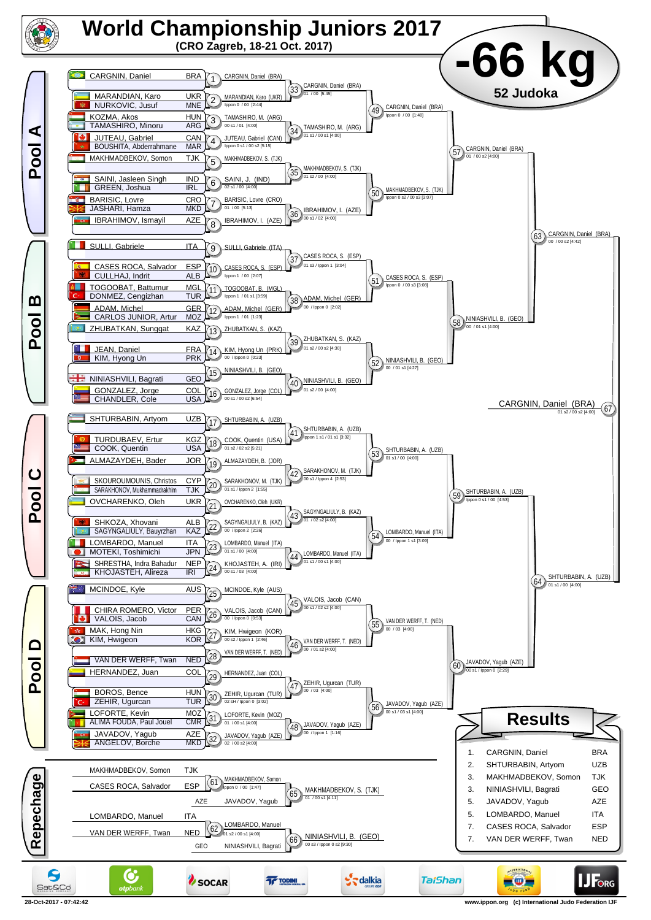# World Championship Juniors 2017

**(CRO Zagreb, 18-21 Oct. 2017)**

# -66 kg

**52 Judoka**

## Pool A

| Athlete | Country |
|---|---|
| CARGNIN, Daniel | BRA |
| MARANDIAN, Karo | UKR |
| NURKOVIC, Jusuf | MNE |
| KOZMA, Akos | HUN |
| TAMASHIRO, Minoru | ARG |
| JUTEAU, Gabriel | CAN |
| BOUSHITA, Abderrahmane | MAR |
| MAKHMADBEKOV, Somon | TJK |
| SAINI, Jasleen Singh | IND |
| GREEN, Joshua | IRL |
| BARISIC, Lovre | CRO |
| JASHARI, Hamza | MKD |
| IBRAHIMOV, Ismayil | AZE |

- 1: CARGNIN, Daniel (BRA)
- 2: MARANDIAN, Karo (UKR) — Ippon 0 / 00 [2:44]
- 3: TAMASHIRO, M. (ARG) — 00 s1 / 01 [4:00]
- 4: JUTEAU, Gabriel (CAN) — Ippon 0 s1 / 00 s2 [5:15]
- 5: MAKHMADBEKOV, S. (TJK)
- 6: SAINI, J. (IND) — 02 s1 / 00 [4:00]
- 7: BARISIC, Lovre (CRO) — 01 / 00 [5:13]
- 8: IBRAHIMOV, I. (AZE)
- 33: CARGNIN, Daniel (BRA) — 01 / 00 [5:45]
- 34: TAMASHIRO, M. (ARG) — 01 s1 / 00 s1 [4:00]
- 35: MAKHMADBEKOV, S. (TJK) — 01 s2 / 00 [4:00]
- 36: IBRAHIMOV, I. (AZE) — 00 s1 / 02 [4:00]
- 49: CARGNIN, Daniel (BRA) — Ippon 0 / 00 [1:40]
- 50: MAKHMADBEKOV, S. (TJK) — Ippon 0 s2 / 00 s3 [3:07]
- 57: CARGNIN, Daniel (BRA) — 01 / 00 s2 [4:00]

## Pool B

| Athlete | Country |
|---|---|
| SULLI, Gabriele | ITA |
| CASES ROCA, Salvador | ESP |
| CULLHAJ, Indrit | ALB |
| TOGOOBAT, Battumur | MGL |
| DONMEZ, Cengizhan | TUR |
| ADAM, Michel | GER |
| CARLOS JUNIOR, Artur | MOZ |
| ZHUBATKAN, Sunggat | KAZ |
| JEAN, Daniel | FRA |
| KIM, Hyong Un | PRK |
| NINIASHVILI, Bagrati | GEO |
| GONZALEZ, Jorge | COL |
| CHANDLER, Cole | USA |

- 9: SULLI, Gabriele (ITA)
- 10: CASES ROCA, S. (ESP) — Ippon 1 / 00 [2:07]
- 11: TOGOOBAT, B. (MGL) — Ippon 1 / 01 s1 [3:59]
- 12: ADAM, Michel (GER) — Ippon 1 / 01 [1:23]
- 13: ZHUBATKAN, S. (KAZ)
- 14: KIM, Hyong Un (PRK) — 00 / Ippon 0 [0:23]
- 15: NINIASHVILI, B. (GEO)
- 16: GONZALEZ, Jorge (COL) — 00 s1 / 00 s2 [6:54]
- 37: CASES ROCA, S. (ESP) — 01 s3 / Ippon 1 [3:04]
- 38: ADAM, Michel (GER) — 00 / Ippon 0 [2:02]
- 39: ZHUBATKAN, S. (KAZ) — 01 s2 / 00 s2 [4:30]
- 40: NINIASHVILI, B. (GEO) — 01 s2 / 00 [4:00]
- 51: CASES ROCA, S. (ESP) — Ippon 0 / 00 s3 [3:08]
- 52: NINIASHVILI, B. (GEO) — 00 / 01 s1 [4:27]
- 58: NINIASHVILI, B. (GEO) — 00 / 01 s1 [4:00]
- 63: CARGNIN, Daniel (BRA) — 00 / 00 s2 [4:42]

## Pool C

| Athlete | Country |
|---|---|
| SHTURBABIN, Artyom | UZB |
| TURDUBAEV, Ertur | KGZ |
| COOK, Quentin | USA |
| ALMAZAYDEH, Bader | JOR |
| SKOUROUMOUNIS, Christos | CYP |
| SARAKHONOV, Mukhammadrakhim | TJK |
| OVCHARENKO, Oleh | UKR |
| SHKOZA, Xhovani | ALB |
| SAGYNGALIULY, Bauyrzhan | KAZ |
| LOMBARDO, Manuel | ITA |
| MOTEKI, Toshimichi | JPN |
| SHRESTHA, Indra Bahadur | NEP |
| KHOJASTEH, Alireza | IRI |

- 17: SHTURBABIN, A. (UZB)
- 18: COOK, Quentin (USA) — 01 s2 / 02 s2 [5:21]
- 19: ALMAZAYDEH, B. (JOR)
- 20: SARAKHONOV, M. (TJK) — 01 s1 / Ippon 2 [1:55]
- 21: OVCHARENKO, Oleh (UKR)
- 22: SAGYNGALIULY, B. (KAZ) — 00 / Ippon 2 [2:26]
- 23: LOMBARDO, Manuel (ITA) — 01 s1 / 00 [4:00]
- 24: KHOJASTEH, A. (IRI) — 00 s1 / 03 [4:00]
- 41: SHTURBABIN, A. (UZB) — Ippon 1 s1 / 01 s1 [3:32]
- 42: SARAKHONOV, M. (TJK) — 00 s1 / Ippon 4 [2:53]
- 43: SAGYNGALIULY, B. (KAZ) — 01 / 02 s2 [4:00]
- 44: LOMBARDO, Manuel (ITA) — 01 s1 / 00 s1 [4:00]
- 53: SHTURBABIN, A. (UZB) — 01 s1 / 00 [4:00]
- 54: LOMBARDO, Manuel (ITA) — 00 / Ippon 1 s1 [3:09]
- 59: SHTURBABIN, A. (UZB) — Ippon 0 s1 / 00 [4:53]

## Pool D

| Athlete | Country |
|---|---|
| MCINDOE, Kyle | AUS |
| CHIRA ROMERO, Victor | PER |
| VALOIS, Jacob | CAN |
| MAK, Hong Nin | HKG |
| KIM, Hwigeon | KOR |
| VAN DER WERFF, Twan | NED |
| HERNANDEZ, Juan | COL |
| BOROS, Bence | HUN |
| ZEHIR, Ugurcan | TUR |
| LOFORTE, Kevin | MOZ |
| ALIMA FOUDA, Paul Jouel | CMR |
| JAVADOV, Yagub | AZE |
| ANGELOV, Borche | MKD |

- 25: MCINDOE, Kyle (AUS)
- 26: VALOIS, Jacob (CAN) — 00 / Ippon 0 [0:53]
- 27: KIM, Hwigeon (KOR) — 00 s2 / Ippon 1 [2:46]
- 28: VAN DER WERFF, T. (NED)
- 29: HERNANDEZ, Juan (COL)
- 30: ZEHIR, Ugurcan (TUR) — 02 sH / Ippon 0 [3:02]
- 31: LOFORTE, Kevin (MOZ) — 01 / 00 s1 [4:00]
- 32: JAVADOV, Yagub (AZE) — 02 / 00 s2 [4:00]
- 45: VALOIS, Jacob (CAN) — 00 s2 / 02 s2 [4:00]
- 46: VAN DER WERFF, T. (NED) — 00 / 01 s2 [4:00]
- 47: ZEHIR, Ugurcan (TUR) — 00 / 03 [4:00]
- 48: JAVADOV, Yagub (AZE) — 00 / Ippon 1 [1:16]
- 55: VAN DER WERFF, T. (NED) — 00 / 03 [4:00]
- 56: JAVADOV, Yagub (AZE) — 00 s1 / 03 s1 [4:00]
- 60: JAVADOV, Yagub (AZE) — 00 s1 / Ippon 0 [2:29]
- 64: SHTURBABIN, A. (UZB) — 01 s1 / 00 [4:00]

## Final

- 67: CARGNIN, Daniel (BRA) — 01 s2 / 00 s2 [4:00]

## Repechage

- 61: MAKHMADBEKOV, Somon (TJK) vs CASES ROCA, Salvador (ESP) → MAKHMADBEKOV, Somon — Ippon 0 / 00 [1:47]
- 65: MAKHMADBEKOV, S. (TJK) vs JAVADOV, Yagub (AZE) → MAKHMADBEKOV, S. (TJK) — 01 / 00 s1 [4:11]
- 62: LOMBARDO, Manuel (ITA) vs VAN DER WERFF, Twan (NED) → LOMBARDO, Manuel — 01 s2 / 00 s1 [4:00]
- 66: LOMBARDO, Manuel vs NINIASHVILI, Bagrati (GEO) → NINIASHVILI, B. (GEO) — 00 s3 / Ippon 0 s2 [9:30]

## Results

| Place | Athlete | Country |
|---|---|---|
| 1. | CARGNIN, Daniel | BRA |
| 2. | SHTURBABIN, Artyom | UZB |
| 3. | MAKHMADBEKOV, Somon | TJK |
| 3. | NINIASHVILI, Bagrati | GEO |
| 5. | JAVADOV, Yagub | AZE |
| 5. | LOMBARDO, Manuel | ITA |
| 7. | CASES ROCA, Salvador | ESP |
| 7. | VAN DER WERFF, Twan | NED |

28-Oct-2017 - 07:42:42

www.ippon.org (c) International Judo Federation IJF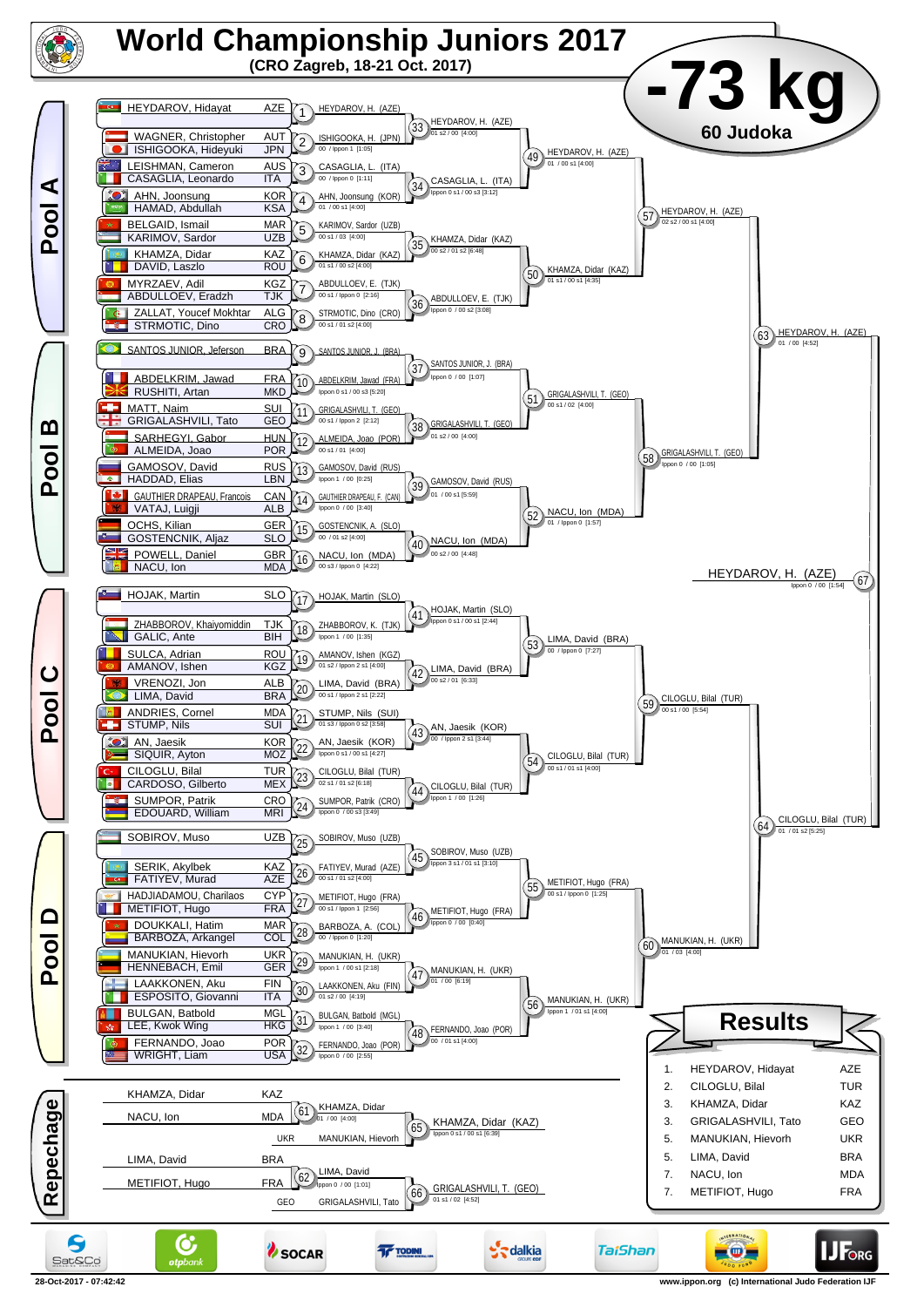# World Championship Juniors 2017

**(CRO Zagreb, 18-21 Oct. 2017)**

# -73 kg

**60 Judoka**

## Pool A

| Athlete | Country | Match | Winner | Score |
|---|---|---|---|---|
| HEYDAROV, Hidayat | AZE | 1 | HEYDAROV, H. (AZE) | |
| WAGNER, Christopher / ISHIGOOKA, Hideyuki | AUT / JPN | 2 | ISHIGOOKA, H. (JPN) | 00 / Ippon 1 [1:05] |
| LEISHMAN, Cameron / CASAGLIA, Leonardo | AUS / ITA | 3 | CASAGLIA, L. (ITA) | 00 / Ippon 0 [1:11] |
| AHN, Joonsung / HAMAD, Abdullah | KOR / KSA | 4 | AHN, Joonsung (KOR) | 01 / 00 s1 [4:00] |
| BELGAID, Ismail / KARIMOV, Sardor | MAR / UZB | 5 | KARIMOV, Sardor (UZB) | 00 s1 / 03 [4:00] |
| KHAMZA, Didar / DAVID, Laszlo | KAZ / ROU | 6 | KHAMZA, Didar (KAZ) | 01 s1 / 00 s2 [4:00] |
| MYRZAEV, Adil / ABDULLOEV, Eradzh | KGZ / TJK | 7 | ABDULLOEV, E. (TJK) | 00 s1 / Ippon 0 [2:16] |
| ZALLAT, Youcef Mokhtar / STRMOTIC, Dino | ALG / CRO | 8 | STRMOTIC, Dino (CRO) | 00 s1 / 01 s2 [4:00] |

| Match | Winner | Score |
|---|---|---|
| 33 | HEYDAROV, H. (AZE) | 01 s2 / 00 [4:00] |
| 34 | CASAGLIA, L. (ITA) | Ippon 0 s1 / 00 s3 [3:12] |
| 35 | KHAMZA, Didar (KAZ) | 00 s2 / 01 s2 [6:48] |
| 36 | ABDULLOEV, E. (TJK) | Ippon 0 / 00 s2 [3:08] |
| 49 | HEYDAROV, H. (AZE) | 01 / 00 s1 [4:00] |
| 50 | KHAMZA, Didar (KAZ) | 01 s1 / 00 s1 [4:35] |
| 57 | HEYDAROV, H. (AZE) | 02 s2 / 00 s1 [4:00] |

## Pool B

| Athlete | Country | Match | Winner | Score |
|---|---|---|---|---|
| SANTOS JUNIOR, Jeferson | BRA | 9 | SANTOS JUNIOR, J. (BRA) | |
| ABDELKRIM, Jawad / RUSHITI, Artan | FRA / MKD | 10 | ABDELKRIM, Jawad (FRA) | Ippon 0 s1 / 00 s3 [5:20] |
| MATT, Naim / GRIGALASHVILI, Tato | SUI / GEO | 11 | GRIGALASHVILI, T. (GEO) | 00 s1 / Ippon 2 [2:12] |
| SARHEGYI, Gabor / ALMEIDA, Joao | HUN / POR | 12 | ALMEIDA, Joao (POR) | 00 s1 / 01 [4:00] |
| GAMOSOV, David / HADDAD, Elias | RUS / LBN | 13 | GAMOSOV, David (RUS) | Ippon 1 / 00 [0:25] |
| GAUTHIER DRAPEAU, Francois / VATAJ, Luigji | CAN / ALB | 14 | GAUTHIER DRAPEAU, F. (CAN) | Ippon 0 / 00 [3:40] |
| OCHS, Kilian / GOSTENCNIK, Aljaz | GER / SLO | 15 | GOSTENCNIK, A. (SLO) | 00 / 01 s2 [4:00] |
| POWELL, Daniel / NACU, Ion | GBR / MDA | 16 | NACU, Ion (MDA) | 00 s3 / Ippon 0 [4:22] |

| Match | Winner | Score |
|---|---|---|
| 37 | SANTOS JUNIOR, J. (BRA) | Ippon 0 / 00 [1:07] |
| 38 | GRIGALASHVILI, T. (GEO) | 01 s2 / 00 [4:00] |
| 39 | GAMOSOV, David (RUS) | 01 / 00 s1 [5:59] |
| 40 | NACU, Ion (MDA) | 00 s2 / 00 [4:48] |
| 51 | GRIGALASHVILI, T. (GEO) | 00 s1 / 02 [4:00] |
| 52 | NACU, Ion (MDA) | 01 / Ippon 0 [1:57] |
| 58 | GRIGALASHVILI, T. (GEO) | Ippon 0 / 00 [1:05] |
| 63 | HEYDAROV, H. (AZE) | 01 / 00 [4:52] |

## Final

| Match | Winner | Score |
|---|---|---|
| 67 | HEYDAROV, H. (AZE) | Ippon 0 / 00 [1:54] |

## Pool C

| Athlete | Country | Match | Winner | Score |
|---|---|---|---|---|
| HOJAK, Martin | SLO | 17 | HOJAK, Martin (SLO) | |
| ZHABBOROV, Khaiyomiddin / GALIC, Ante | TJK / BIH | 18 | ZHABBOROV, K. (TJK) | Ippon 1 / 00 [1:35] |
| SULCA, Adrian / AMANOV, Ishen | ROU / KGZ | 19 | AMANOV, Ishen (KGZ) | 01 s2 / Ippon 2 s1 [4:00] |
| VRENOZI, Jon / LIMA, David | ALB / BRA | 20 | LIMA, David (BRA) | 00 s1 / Ippon 2 s1 [2:22] |
| ANDRIES, Cornel / STUMP, Nils | MDA / SUI | 21 | STUMP, Nils (SUI) | 01 s3 / Ippon 0 s2 [3:58] |
| AN, Jaesik / SIQUIR, Ayton | KOR / MOZ | 22 | AN, Jaesik (KOR) | Ippon 0 s1 / 00 s1 [4:27] |
| CILOGLU, Bilal / CARDOSO, Gilberto | TUR / MEX | 23 | CILOGLU, Bilal (TUR) | 02 s1 / 01 s2 [6:18] |
| SUMPOR, Patrik / EDOUARD, William | CRO / MRI | 24 | SUMPOR, Patrik (CRO) | Ippon 0 / 00 s3 [3:49] |

| Match | Winner | Score |
|---|---|---|
| 41 | HOJAK, Martin (SLO) | Ippon 0 s1 / 00 s1 [2:44] |
| 42 | LIMA, David (BRA) | 00 s2 / 01 [6:33] |
| 43 | AN, Jaesik (KOR) | 00 / Ippon 2 s1 [3:44] |
| 44 | CILOGLU, Bilal (TUR) | Ippon 1 / 00 [1:26] |
| 53 | LIMA, David (BRA) | 00 / Ippon 0 [7:27] |
| 54 | CILOGLU, Bilal (TUR) | 00 s1 / 01 s1 [4:00] |
| 59 | CILOGLU, Bilal (TUR) | 00 s1 / 00 [5:54] |

## Pool D

| Athlete | Country | Match | Winner | Score |
|---|---|---|---|---|
| SOBIROV, Muso | UZB | 25 | SOBIROV, Muso (UZB) | |
| SERIK, Akylbek / FATIYEV, Murad | KAZ / AZE | 26 | FATIYEV, Murad (AZE) | 00 s1 / 01 s2 [4:00] |
| HADJIADAMOU, Charilaos / METIFIOT, Hugo | CYP / FRA | 27 | METIFIOT, Hugo (FRA) | 00 s1 / Ippon 1 [2:56] |
| DOUKKALI, Hatim / BARBOZA, Arkangel | MAR / COL | 28 | BARBOZA, A. (COL) | 00 / Ippon 0 [1:20] |
| MANUKIAN, Hievorh / HENNEBACH, Emil | UKR / GER | 29 | MANUKIAN, H. (UKR) | Ippon 1 / 00 s1 [2:18] |
| LAAKKONEN, Aku / ESPOSITO, Giovanni | FIN / ITA | 30 | LAAKKONEN, Aku (FIN) | 01 s2 / 00 [4:19] |
| BULGAN, Batbold / LEE, Kwok Wing | MGL / HKG | 31 | BULGAN, Batbold (MGL) | Ippon 1 / 00 [3:40] |
| FERNANDO, Joao / WRIGHT, Liam | POR / USA | 32 | FERNANDO, Joao (POR) | Ippon 0 / 00 [2:55] |

| Match | Winner | Score |
|---|---|---|
| 45 | SOBIROV, Muso (UZB) | Ippon 3 s1 / 01 s1 [3:10] |
| 46 | METIFIOT, Hugo (FRA) | Ippon 0 / 00 [0:40] |
| 47 | MANUKIAN, H. (UKR) | 01 / 00 [6:19] |
| 48 | FERNANDO, Joao (POR) | 00 / 01 s1 [4:00] |
| 55 | METIFIOT, Hugo (FRA) | 00 s1 / Ippon 0 [1:25] |
| 56 | MANUKIAN, H. (UKR) | Ippon 1 / 01 s1 [4:00] |
| 60 | MANUKIAN, H. (UKR) | 01 / 03 [4:00] |
| 64 | CILOGLU, Bilal (TUR) | 01 / 01 s2 [5:25] |

## Repechage

| Athlete | Country | Match | Winner | Score |
|---|---|---|---|---|
| KHAMZA, Didar / NACU, Ion | KAZ / MDA | 61 | KHAMZA, Didar | 01 / 00 [4:00] |
| KHAMZA, Didar / MANUKIAN, Hievorh | — / UKR | 65 | KHAMZA, Didar (KAZ) | Ippon 0 s1 / 00 s1 [6:39] |
| LIMA, David / METIFIOT, Hugo | BRA / FRA | 62 | LIMA, David | Ippon 0 / 00 [1:01] |
| LIMA, David / GRIGALASHVILI, Tato | — / GEO | 66 | GRIGALASHVILI, T. (GEO) | 01 s1 / 02 [4:52] |

## Results

| Place | Name | Country |
|---|---|---|
| 1. | HEYDAROV, Hidayat | AZE |
| 2. | CILOGLU, Bilal | TUR |
| 3. | KHAMZA, Didar | KAZ |
| 3. | GRIGALASHVILI, Tato | GEO |
| 5. | MANUKIAN, Hievorh | UKR |
| 5. | LIMA, David | BRA |
| 7. | NACU, Ion | MDA |
| 7. | METIFIOT, Hugo | FRA |

28-Oct-2017 - 07:42:42

www.ippon.org (c) International Judo Federation IJF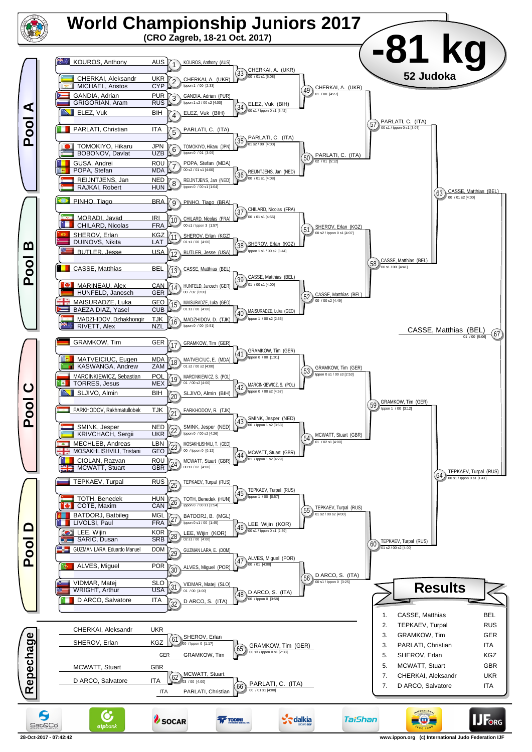# World Championship Juniors 2017

**(CRO Zagreb, 18-21 Oct. 2017)**

# -81 kg

**52 Judoka**

## Pool A

| Athlete | Country |
|---|---|
| KOUROS, Anthony | AUS |
| CHERKAI, Aleksandr | UKR |
| MICHAEL, Aristos | CYP |
| GANDIA, Adrian | PUR |
| GRIGORIAN, Aram | RUS |
| ELEZ, Vuk | BIH |
| PARLATI, Christian | ITA |
| TOMOKIYO, Hikaru | JPN |
| BOBONOV, Davlat | UZB |
| GUSA, Andrei | ROU |
| POPA, Stefan | MDA |
| REIJNTJENS, Jan | NED |
| RAJKAI, Robert | HUN |

- 1: KOUROS, Anthony (AUS)
- 2: CHERKAI, A. (UKR) — Ippon 1 / 00 [2:33]
- 3: GANDIA, Adrian (PUR) — Ippon 1 s2 / 00 s2 [4:00]
- 4: ELEZ, Vuk (BIH)
- 5: PARLATI, C. (ITA)
- 6: TOMOKIYO, Hikaru (JPN) — Ippon 0 / 01 [3:05]
- 7: POPA, Stefan (MDA) — 00 s2 / 01 s1 [4:00]
- 8: REIJNTJENS, Jan (NED) — Ippon 0 / 00 s1 [1:04]
- 33: CHERKAI, A. (UKR) — 00 / 01 s1 [5:08]
- 34: ELEZ, Vuk (BIH) — 00 s1 / Ippon 0 s1 [5:42]
- 35: PARLATI, C. (ITA) — 01 s2 / 00 [4:00]
- 36: REIJNTJENS, Jan (NED) — 00 / 01 s1 [4:08]
- 49: CHERKAI, A. (UKR) — 01 / 00 [4:27]
- 50: PARLATI, C. (ITA) — 02 / 01 [5:12]
- 57: PARLATI, C. (ITA) — 00 s1 / Ippon 0 s1 [3:07]

## Pool B

| Athlete | Country |
|---|---|
| PINHO, Tiago | BRA |
| MORADI, Javad | IRI |
| CHILARD, Nicolas | FRA |
| SHEROV, Erlan | KGZ |
| DUINOVS, Nikita | LAT |
| BUTLER, Jesse | USA |
| CASSE, Matthias | BEL |
| MARINEAU, Alex | CAN |
| HUNFELD, Janosch | GER |
| MAISURADZE, Luka | GEO |
| BAEZA DIAZ, Yasel | CUB |
| MADZHIDOV, Dzhakhongir | TJK |
| RIVETT, Alex | NZL |

- 9: PINHO, Tiago (BRA)
- 10: CHILARD, Nicolas (FRA) — 00 s1 / Ippon 3 [1:57]
- 11: SHEROV, Erlan (KGZ) — 01 s1 / 00 [4:00]
- 12: BUTLER, Jesse (USA)
- 13: CASSE, Matthias (BEL)
- 14: HUNFELD, Janosch (GER) — 00 / 02 [0:00]
- 15: MAISURADZE, Luka (GEO) — 01 s1 / 00 [4:00]
- 16: MADZHIDOV, D. (TJK) — Ippon 0 / 00 [0:51]
- 37: CHILARD, Nicolas (FRA) — 00 / 01 s1 [4:56]
- 38: SHEROV, Erlan (KGZ) — Ippon 1 s1 / 00 s2 [3:44]
- 39: CASSE, Matthias (BEL) — 01 / 00 s1 [4:00]
- 40: MAISURADZE, Luka (GEO) — Ippon 1 / 00 s2 [2:56]
- 51: SHEROV, Erlan (KGZ) — 00 s2 / Ippon 0 s1 [4:07]
- 52: CASSE, Matthias (BEL) — 00 / 00 s2 [4:49]
- 58: CASSE, Matthias (BEL) — 00 s1 / 00 [4:41]
- 63: CASSE, Matthias (BEL) — 00 / 01 s2 [4:00]

## Final

- 67: CASSE, Matthias (BEL) — 01 / 00 [5:06]

## Pool C

| Athlete | Country |
|---|---|
| GRAMKOW, Tim | GER |
| MATVEICIUC, Eugen | MDA |
| KASWANGA, Andrew | ZAM |
| MARCINKIEWICZ, Sebastian | POL |
| TORRES, Jesus | MEX |
| SLJIVO, Almin | BIH |
| FARKHODOV, Rakhmatullobek | TJK |
| SMINK, Jesper | NED |
| KRIVCHACH, Sergii | UKR |
| MECHLEB, Andreas | LBN |
| MOSAKHLISHVILI, Tristani | GEO |
| CIOLAN, Razvan | ROU |
| MCWATT, Stuart | GBR |

- 17: GRAMKOW, Tim (GER)
- 18: MATVEICIUC, E. (MDA) — 01 s2 / 00 s2 [4:00]
- 19: MARCINKIEWICZ, S. (POL) — 01 / 00 s2 [4:00]
- 20: SLJIVO, Almin (BIH)
- 21: FARKHODOV, R. (TJK)
- 22: SMINK, Jesper (NED) — Ippon 0 / 00 s2 [4:26]
- 23: MOSAKHLISHVILI, T. (GEO) — 00 / Ippon 0 [0:12]
- 24: MCWATT, Stuart (GBR) — 00 s1 / 02 [4:00]
- 41: GRAMKOW, Tim (GER) — Ippon 0 / 00 [1:01]
- 42: MARCINKIEWICZ, S. (POL) — Ippon 0 / 00 s2 [4:57]
- 43: SMINK, Jesper (NED) — 00 / Ippon 1 s2 [3:53]
- 44: MCWATT, Stuart (GBR) — 01 / Ippon 1 s2 [4:29]
- 53: GRAMKOW, Tim (GER) — Ippon 0 s1 / 00 s3 [2:53]
- 54: MCWATT, Stuart (GBR) — 01 / 02 s1 [4:00]
- 59: GRAMKOW, Tim (GER) — Ippon 1 / 00 [3:12]

## Pool D

| Athlete | Country |
|---|---|
| TEPKAEV, Turpal | RUS |
| TOTH, Benedek | HUN |
| COTE, Maxim | CAN |
| BATDORJ, Batbileg | MGL |
| LIVOLSI, Paul | FRA |
| LEE, Wijin | KOR |
| SARIC, Dusan | SRB |
| GUZMAN LARA, Eduardo Manuel | DOM |
| ALVES, Miguel | POR |
| VIDMAR, Matej | SLO |
| WRIGHT, Arthur | USA |
| D ARCO, Salvatore | ITA |

- 25: TEPKAEV, Turpal (RUS)
- 26: TOTH, Benedek (HUN) — Ippon 0 / 00 s1 [3:54]
- 27: BATDORJ, B. (MGL) — Ippon 0 s1 / 00 [1:45]
- 28: LEE, Wijin (KOR) — 02 s1 / 00 [4:00]
- 29: GUZMAN LARA, E. (DOM)
- 30: ALVES, Miguel (POR)
- 31: VIDMAR, Matej (SLO) — 01 / 00 [4:00]
- 32: D ARCO, S. (ITA)
- 45: TEPKAEV, Turpal (RUS) — Ippon 1 / 00 [0:57]
- 46: LEE, Wijin (KOR) — 00 s1 / Ippon 0 s1 [2:39]
- 47: ALVES, Miguel (POR) — 00 / 01 [4:00]
- 48: D ARCO, S. (ITA) — 00 / Ippon 0 [3:58]
- 55: TEPKAEV, Turpal (RUS) — 01 s2 / 00 s2 [4:00]
- 56: D ARCO, S. (ITA) — 00 s1 / Ippon 0 [3:25]
- 60: TEPKAEV, Turpal (RUS) — 01 s2 / 00 s2 [4:00]
- 64: TEPKAEV, Turpal (RUS) — 00 s1 / Ippon 0 s1 [1:41]

## Repechage

- CHERKAI, Aleksandr (UKR) vs SHEROV, Erlan (KGZ)
- 61: SHEROV, Erlan — 00 / Ippon 0 [1:17]
- GER: GRAMKOW, Tim
- 65: GRAMKOW, Tim (GER) — 00 s3 / Ippon 0 s1 [2:38]
- MCWATT, Stuart (GBR) vs D ARCO, Salvatore (ITA)
- 62: MCWATT, Stuart — 03 / 00 [4:00]
- ITA: PARLATI, Christian
- 66: PARLATI, C. (ITA) — 00 / 01 s1 [4:00]

## Results

| Place | Name | Country |
|---|---|---|
| 1. | CASSE, Matthias | BEL |
| 2. | TEPKAEV, Turpal | RUS |
| 3. | GRAMKOW, Tim | GER |
| 3. | PARLATI, Christian | ITA |
| 5. | SHEROV, Erlan | KGZ |
| 5. | MCWATT, Stuart | GBR |
| 7. | CHERKAI, Aleksandr | UKR |
| 7. | D ARCO, Salvatore | ITA |

28-Oct-2017 - 07:42:42

www.ippon.org (c) International Judo Federation IJF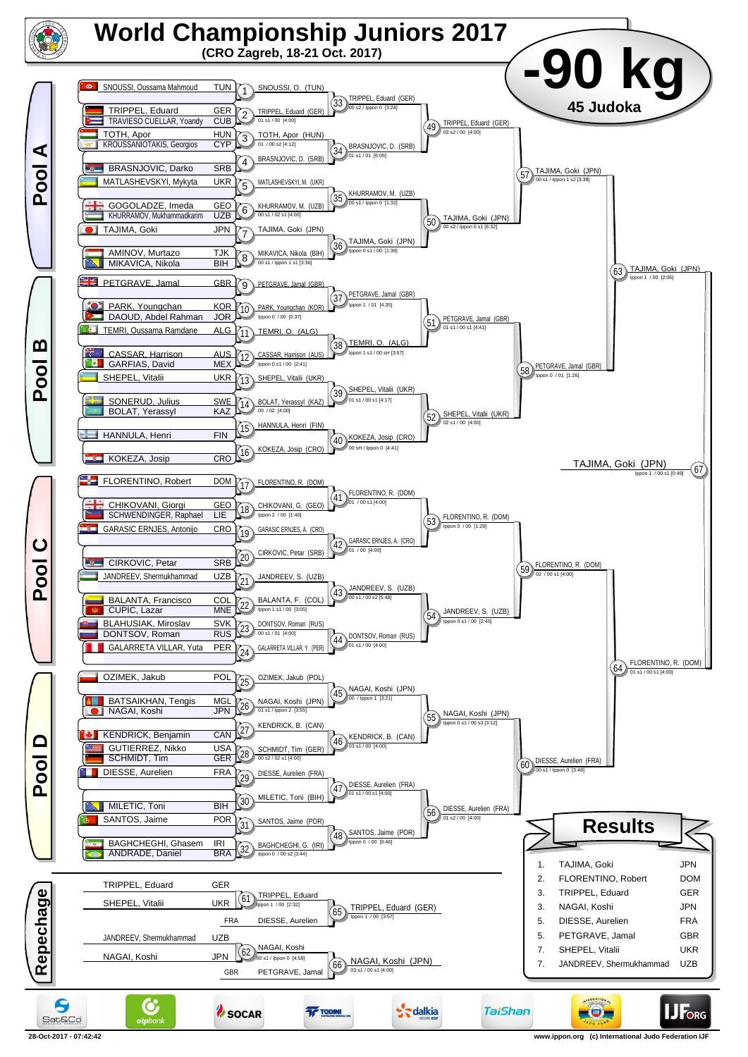# World Championship Juniors 2017

**(CRO Zagreb, 18-21 Oct. 2017)**

# -90 kg

**45 Judoka**

## Pool A

| Athlete | Nation |
|---|---|
| SNOUSSI, Oussama Mahmoud | TUN |
| TRIPPEL, Eduard | GER |
| TRAVIESO CUELLAR, Yoandy | CUB |
| TOTH, Apor | HUN |
| KROUSSANIOTAKIS, Georgios | CYP |
| BRASNJOVIC, Darko | SRB |
| MATLASHEVSKYI, Mykyta | UKR |
| GOGOLADZE, Imeda | GEO |
| KHURRAMOV, Mukhammadkarim | UZB |
| TAJIMA, Goki | JPN |
| AMINOV, Murtazo | TJK |
| MIKAVICA, Nikola | BIH |

- 1: SNOUSSI, O. (TUN)
- 2: TRIPPEL, Eduard (GER) — 01 s1 / 00 [4:00]
- 3: TOTH, Apor (HUN) — 01 / 00 s2 [4:12]
- 4: BRASNJOVIC, D. (SRB)
- 5: MATLASHEVSKYI, M. (UKR)
- 6: KHURRAMOV, M. (UZB) — 00 s1 / 02 s1 [4:00]
- 7: TAJIMA, Goki (JPN)
- 8: MIKAVICA, Nikola (BIH) — 00 s1 / Ippon 1 s1 [3:36]
- 33: TRIPPEL, Eduard (GER) — 00 s2 / Ippon 0 [3:24]
- 34: BRASNJOVIC, D. (SRB) — 01 s1 / 01 [6:05]
- 35: KHURRAMOV, M. (UZB) — 00 s1 / Ippon 0 [1:32]
- 36: TAJIMA, Goki (JPN) — Ippon 0 s1 / 00 [1:39]
- 49: TRIPPEL, Eduard (GER) — 03 s2 / 00 [4:00]
- 50: TAJIMA, Goki (JPN) — 00 s2 / Ippon 0 s1 [6:32]
- 57: TAJIMA, Goki (JPN) — 00 s1 / Ippon 1 s2 [3:38]

## Pool B

| Athlete | Nation |
|---|---|
| PETGRAVE, Jamal | GBR |
| PARK, Youngchan | KOR |
| DAOUD, Abdel Rahman | JOR |
| TEMRI, Oussama Ramdane | ALG |
| CASSAR, Harrison | AUS |
| GARFIAS, David | MEX |
| SHEPEL, Vitalii | UKR |
| SONERUD, Julius | SWE |
| BOLAT, Yerassyl | KAZ |
| HANNULA, Henri | FIN |
| KOKEZA, Josip | CRO |

- 9: PETGRAVE, Jamal (GBR)
- 10: PARK, Youngchan (KOR) — Ippon 0 / 00 [0:37]
- 11: TEMRI, O. (ALG)
- 12: CASSAR, Harrison (AUS) — Ippon 0 s1 / 00 [2:41]
- 13: SHEPEL, Vitalii (UKR)
- 14: BOLAT, Yerassyl (KAZ) — 00 / 02 [4:00]
- 15: HANNULA, Henri (FIN)
- 16: KOKEZA, Josip (CRO)
- 37: PETGRAVE, Jamal (GBR) — Ippon 1 / 01 [4:35]
- 38: TEMRI, O. (ALG) — Ippon 1 s1 / 00 sH [3:57]
- 39: SHEPEL, Vitalii (UKR) — 01 s1 / 00 s1 [4:17]
- 40: KOKEZA, Josip (CRO) — 00 sH / Ippon 0 [4:41]
- 51: PETGRAVE, Jamal (GBR) — 01 s1 / 00 s1 [4:41]
- 52: SHEPEL, Vitalii (UKR) — 02 s1 / 00 [4:00]
- 58: PETGRAVE, Jamal (GBR) — Ippon 0 / 01 [1:26]
- 63: TAJIMA, Goki (JPN) — Ippon 1 / 00 [2:06]

## Pool C

| Athlete | Nation |
|---|---|
| FLORENTINO, Robert | DOM |
| CHIKOVANI, Giorgi | GEO |
| SCHWENDINGER, Raphael | LIE |
| GARASIC ERNJES, Antonijo | CRO |
| CIRKOVIC, Petar | SRB |
| JANDREEV, Shermukhammad | UZB |
| BALANTA, Francisco | COL |
| CUPIC, Lazar | MNE |
| BLAHUSIAK, Miroslav | SVK |
| DONTSOV, Roman | RUS |
| GALARRETA VILLAR, Yuta | PER |

- 17: FLORENTINO, R. (DOM)
- 18: CHIKOVANI, G. (GEO) — Ippon 2 / 00 [1:40]
- 19: GARASIC ERNJES, A. (CRO)
- 20: CIRKOVIC, Petar (SRB)
- 21: JANDREEV, S. (UZB)
- 22: BALANTA, F. (COL) — Ippon 1 s1 / 00 [3:05]
- 23: DONTSOV, Roman (RUS) — 00 s1 / 01 [4:00]
- 24: GALARRETA VILLAR, Y. (PER)
- 41: FLORENTINO, R. (DOM) — 01 / 00 s1 [4:00]
- 42: GARASIC ERNJES, A. (CRO) — 01 / 00 [4:00]
- 43: JANDREEV, S. (UZB) — 00 s1 / 00 s2 [5:48]
- 44: DONTSOV, Roman (RUS) — 01 s1 / 00 [4:00]
- 53: FLORENTINO, R. (DOM) — Ippon 0 / 00 [1:28]
- 54: JANDREEV, S. (UZB) — Ippon 0 s1 / 00 [2:45]
- 59: FLORENTINO, R. (DOM) — 02 / 00 s1 [4:00]

## Pool D

| Athlete | Nation |
|---|---|
| OZIMEK, Jakub | POL |
| BATSAIKHAN, Tengis | MGL |
| NAGAI, Koshi | JPN |
| KENDRICK, Benjamin | CAN |
| GUTIERREZ, Nikko | USA |
| SCHMIDT, Tim | GER |
| DIESSE, Aurelien | FRA |
| MILETIC, Toni | BIH |
| SANTOS, Jaime | POR |
| BAGHCHEGHI, Ghasem | IRI |
| ANDRADE, Daniel | BRA |

- 25: OZIMEK, Jakub (POL)
- 26: NAGAI, Koshi (JPN) — 01 s1 / Ippon 2 [3:55]
- 27: KENDRICK, B. (CAN)
- 28: SCHMIDT, Tim (GER) — 00 s2 / 02 s1 [4:00]
- 29: DIESSE, Aurelien (FRA)
- 30: MILETIC, Toni (BIH)
- 31: SANTOS, Jaime (POR)
- 32: BAGHCHEGHI, G. (IRI) — Ippon 0 / 00 s2 [3:44]
- 45: NAGAI, Koshi (JPN) — 00 / Ippon 1 [3:21]
- 46: KENDRICK, B. (CAN) — 03 s1 / 00 [4:00]
- 47: DIESSE, Aurelien (FRA) — 01 s1 / 00 s1 [4:00]
- 48: SANTOS, Jaime (POR) — Ippon 0 / 00 [0:46]
- 55: NAGAI, Koshi (JPN) — Ippon 0 s1 / 00 s3 [3:12]
- 56: DIESSE, Aurelien (FRA) — 01 s2 / 00 [4:00]
- 60: DIESSE, Aurelien (FRA) — 00 s1 / Ippon 0 [3:48]
- 64: FLORENTINO, R. (DOM) — 01 s1 / 00 s1 [4:00]

## Final

- 67: TAJIMA, Goki (JPN) — Ippon 1 / 00 s1 [0:49]

## Repechage

- 61: TRIPPEL, Eduard (GER) vs SHEPEL, Vitalii (UKR) — TRIPPEL, Eduard — Ippon 1 / 00 [2:32]
- 65: TRIPPEL, Eduard (GER) vs DIESSE, Aurelien (FRA) — TRIPPEL, Eduard (GER) — Ippon 1 / 00 [3:57]
- 62: JANDREEV, Shermukhammad (UZB) vs NAGAI, Koshi (JPN) — NAGAI, Koshi — 00 s1 / Ippon 0 [4:58]
- 66: NAGAI, Koshi (JPN) vs PETGRAVE, Jamal (GBR) — NAGAI, Koshi (JPN) — 03 s1 / 00 s1 [4:00]

## Results

| Place | Name | Nation |
|---|---|---|
| 1. | TAJIMA, Goki | JPN |
| 2. | FLORENTINO, Robert | DOM |
| 3. | TRIPPEL, Eduard | GER |
| 3. | NAGAI, Koshi | JPN |
| 5. | DIESSE, Aurelien | FRA |
| 5. | PETGRAVE, Jamal | GBR |
| 7. | SHEPEL, Vitalii | UKR |
| 7. | JANDREEV, Shermukhammad | UZB |

28-Oct-2017 - 07:42:42

www.ippon.org (c) International Judo Federation IJF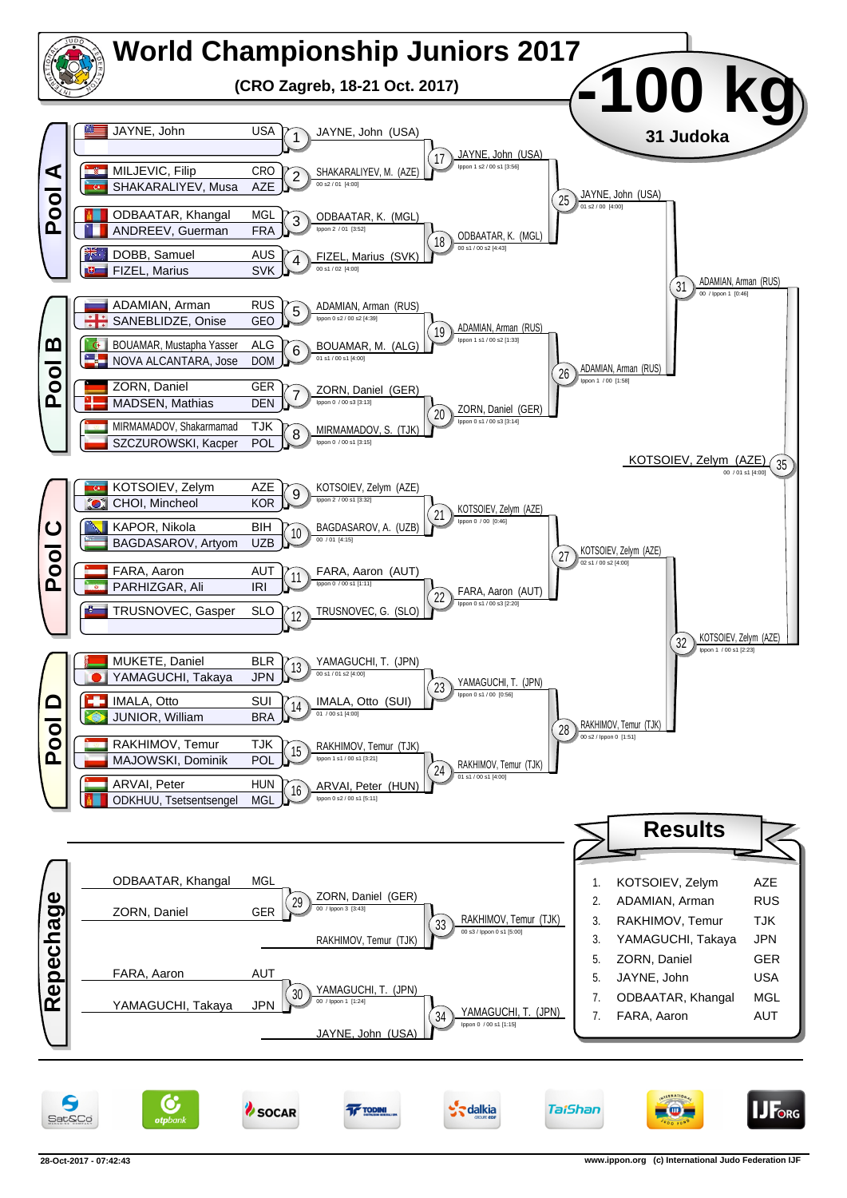# World Championship Juniors 2017

**(CRO Zagreb, 18-21 Oct. 2017)**

## -100 kg

**31 Judoka**

## Pool A

| Name | Nation |
|---|---|
| JAYNE, John | USA |
| MILJEVIC, Filip | CRO |
| SHAKARALIYEV, Musa | AZE |
| ODBAATAR, Khangal | MGL |
| ANDREEV, Guerman | FRA |
| DOBB, Samuel | AUS |
| FIZEL, Marius | SVK |

- 1: JAYNE, John (USA)
- 2: SHAKARALIYEV, M. (AZE) — 00 s2 / 01 [4:00]
- 3: ODBAATAR, K. (MGL) — Ippon 2 / 01 [3:52]
- 4: FIZEL, Marius (SVK) — 00 s1 / 02 [4:00]
- 17: JAYNE, John (USA) — Ippon 1 s2 / 00 s1 [3:56]
- 18: ODBAATAR, K. (MGL) — 00 s1 / 00 s2 [4:43]
- 25: JAYNE, John (USA) — 01 s2 / 00 [4:00]

## Pool B

| Name | Nation |
|---|---|
| ADAMIAN, Arman | RUS |
| SANEBLIDZE, Onise | GEO |
| BOUAMAR, Mustapha Yasser | ALG |
| NOVA ALCANTARA, Jose | DOM |
| ZORN, Daniel | GER |
| MADSEN, Mathias | DEN |
| MIRMAMADOV, Shakarmamad | TJK |
| SZCZUROWSKI, Kacper | POL |

- 5: ADAMIAN, Arman (RUS) — Ippon 0 s2 / 00 s2 [4:39]
- 6: BOUAMAR, M. (ALG) — 01 s1 / 00 s1 [4:00]
- 7: ZORN, Daniel (GER) — Ippon 0 / 00 s3 [3:13]
- 8: MIRMAMADOV, S. (TJK) — Ippon 0 / 00 s1 [3:15]
- 19: ADAMIAN, Arman (RUS) — Ippon 1 s1 / 00 s2 [1:33]
- 20: ZORN, Daniel (GER) — Ippon 0 s1 / 00 s3 [3:14]
- 26: ADAMIAN, Arman (RUS) — Ippon 1 / 00 [1:58]
- 31: ADAMIAN, Arman (RUS) — 00 / Ippon 1 [0:46]

## Pool C

| Name | Nation |
|---|---|
| KOTSOIEV, Zelym | AZE |
| CHOI, Mincheol | KOR |
| KAPOR, Nikola | BIH |
| BAGDASAROV, Artyom | UZB |
| FARA, Aaron | AUT |
| PARHIZGAR, Ali | IRI |
| TRUSNOVEC, Gasper | SLO |

- 9: KOTSOIEV, Zelym (AZE) — Ippon 2 / 00 s1 [3:32]
- 10: BAGDASAROV, A. (UZB) — 00 / 01 [4:15]
- 11: FARA, Aaron (AUT) — Ippon 0 / 00 s1 [1:11]
- 12: TRUSNOVEC, G. (SLO)
- 21: KOTSOIEV, Zelym (AZE) — Ippon 0 / 00 [0:46]
- 22: FARA, Aaron (AUT) — Ippon 0 s1 / 00 s3 [2:20]
- 27: KOTSOIEV, Zelym (AZE) — 02 s1 / 00 s2 [4:00]

## Pool D

| Name | Nation |
|---|---|
| MUKETE, Daniel | BLR |
| YAMAGUCHI, Takaya | JPN |
| IMALA, Otto | SUI |
| JUNIOR, William | BRA |
| RAKHIMOV, Temur | TJK |
| MAJOWSKI, Dominik | POL |
| ARVAI, Peter | HUN |
| ODKHUU, Tsetsentsengel | MGL |

- 13: YAMAGUCHI, T. (JPN) — 00 s1 / 01 s2 [4:00]
- 14: IMALA, Otto (SUI) — 01 / 00 s1 [4:00]
- 15: RAKHIMOV, Temur (TJK) — Ippon 1 s1 / 00 s1 [3:21]
- 16: ARVAI, Peter (HUN) — Ippon 0 s2 / 00 s1 [5:11]
- 23: YAMAGUCHI, T. (JPN) — Ippon 0 s1 / 00 [0:56]
- 24: RAKHIMOV, Temur (TJK) — 01 s1 / 00 s1 [4:00]
- 28: RAKHIMOV, Temur (TJK) — 00 s2 / Ippon 0 [1:51]
- 32: KOTSOIEV, Zelym (AZE) — Ippon 1 / 00 s1 [2:23]

## Final

- 35: KOTSOIEV, Zelym (AZE) — 00 / 01 s1 [4:00]

## Repechage

- 29: ODBAATAR, Khangal (MGL) vs ZORN, Daniel (GER) → ZORN, Daniel (GER) — 00 / Ippon 3 [3:43]
- 33: ZORN, Daniel (GER) vs RAKHIMOV, Temur (TJK) → RAKHIMOV, Temur (TJK) — 00 s3 / Ippon 0 s1 [5:00]
- 30: FARA, Aaron (AUT) vs YAMAGUCHI, Takaya (JPN) → YAMAGUCHI, T. (JPN) — 00 / Ippon 1 [1:24]
- 34: YAMAGUCHI, T. (JPN) vs JAYNE, John (USA) → YAMAGUCHI, T. (JPN) — Ippon 0 / 00 s1 [1:15]

## Results

| Place | Name | Nation |
|---|---|---|
| 1. | KOTSOIEV, Zelym | AZE |
| 2. | ADAMIAN, Arman | RUS |
| 3. | RAKHIMOV, Temur | TJK |
| 3. | YAMAGUCHI, Takaya | JPN |
| 5. | ZORN, Daniel | GER |
| 5. | JAYNE, John | USA |
| 7. | ODBAATAR, Khangal | MGL |
| 7. | FARA, Aaron | AUT |

28-Oct-2017 - 07:42:43 — www.ippon.org (c) International Judo Federation IJF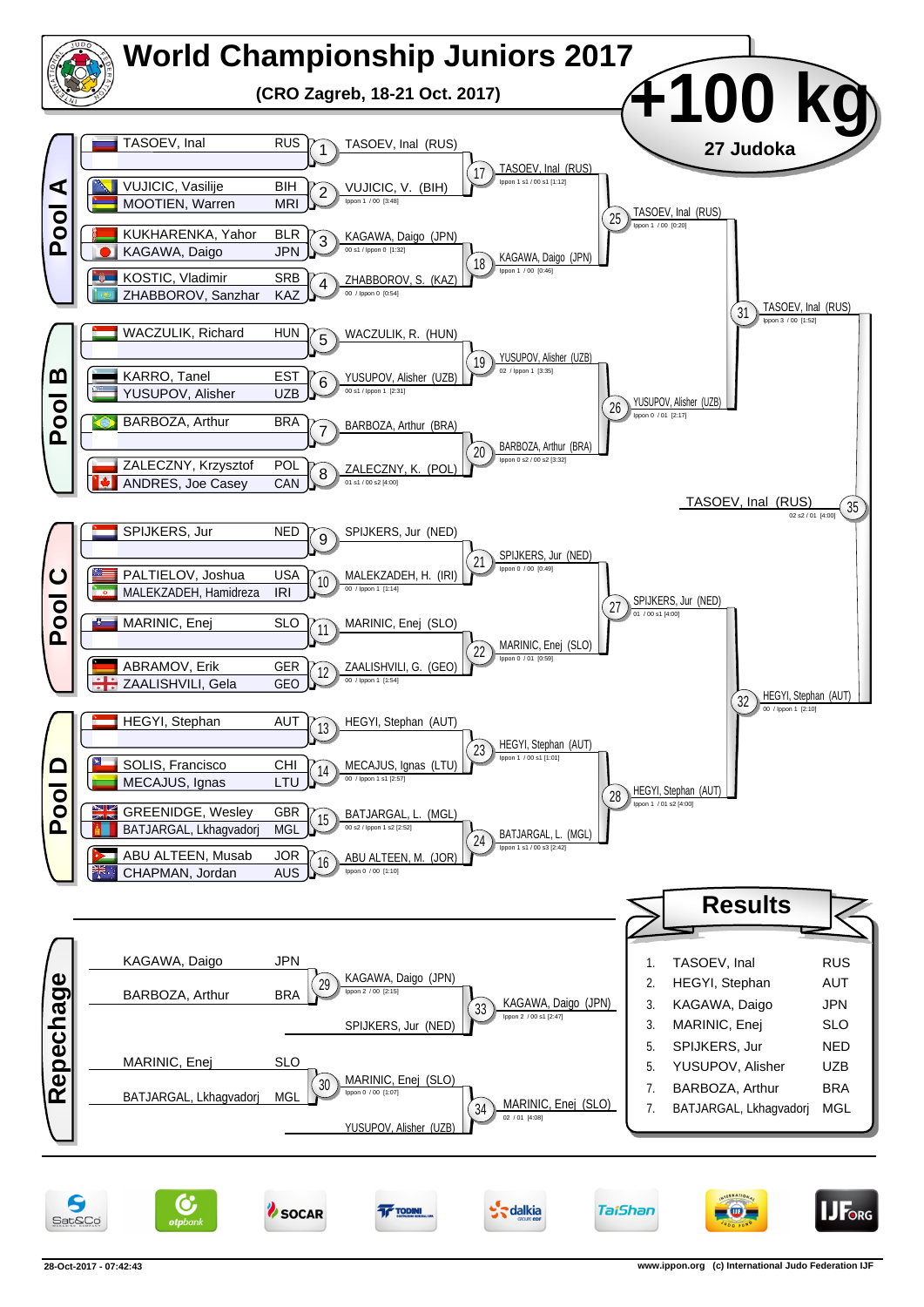# World Championship Juniors 2017

**(CRO Zagreb, 18-21 Oct. 2017)**

## +100 kg

**27 Judoka**

## Pool A

| Athlete | Country |
|---|---|
| TASOEV, Inal | RUS |
| VUJICIC, Vasilije | BIH |
| MOOTIEN, Warren | MRI |
| KUKHARENKA, Yahor | BLR |
| KAGAWA, Daigo | JPN |
| KOSTIC, Vladimir | SRB |
| ZHABBOROV, Sanzhar | KAZ |

- 1: TASOEV, Inal (RUS)
- 2: VUJICIC, V. (BIH) — Ippon 1 / 00 [3:48]
- 3: KAGAWA, Daigo (JPN) — 00 s1 / Ippon 0 [1:32]
- 4: ZHABBOROV, S. (KAZ) — 00 / Ippon 0 [0:54]
- 17: TASOEV, Inal (RUS) — Ippon 1 s1 / 00 s1 [1:12]
- 18: KAGAWA, Daigo (JPN) — Ippon 1 / 00 [0:46]
- 25: TASOEV, Inal (RUS) — Ippon 1 / 00 [0:20]

## Pool B

| Athlete | Country |
|---|---|
| WACZULIK, Richard | HUN |
| KARRO, Tanel | EST |
| YUSUPOV, Alisher | UZB |
| BARBOZA, Arthur | BRA |
| ZALECZNY, Krzysztof | POL |
| ANDRES, Joe Casey | CAN |

- 5: WACZULIK, R. (HUN)
- 6: YUSUPOV, Alisher (UZB) — 00 s1 / Ippon 1 [2:31]
- 7: BARBOZA, Arthur (BRA)
- 8: ZALECZNY, K. (POL) — 01 s1 / 00 s2 [4:00]
- 19: YUSUPOV, Alisher (UZB) — 02 / Ippon 1 [3:35]
- 20: BARBOZA, Arthur (BRA) — Ippon 0 s2 / 00 s2 [3:32]
- 26: YUSUPOV, Alisher (UZB) — Ippon 0 / 01 [2:17]
- 31: TASOEV, Inal (RUS) — Ippon 3 / 00 [1:52]

## Pool C

| Athlete | Country |
|---|---|
| SPIJKERS, Jur | NED |
| PALTIELOV, Joshua | USA |
| MALEKZADEH, Hamidreza | IRI |
| MARINIC, Enej | SLO |
| ABRAMOV, Erik | GER |
| ZAALISHVILI, Gela | GEO |

- 9: SPIJKERS, Jur (NED)
- 10: MALEKZADEH, H. (IRI) — 00 / Ippon 1 [1:14]
- 11: MARINIC, Enej (SLO)
- 12: ZAALISHVILI, G. (GEO) — 00 / Ippon 1 [1:54]
- 21: SPIJKERS, Jur (NED) — Ippon 0 / 00 [0:49]
- 22: MARINIC, Enej (SLO) — Ippon 0 / 01 [0:59]
- 27: SPIJKERS, Jur (NED) — 01 / 00 s1 [4:00]

## Pool D

| Athlete | Country |
|---|---|
| HEGYI, Stephan | AUT |
| SOLIS, Francisco | CHI |
| MECAJUS, Ignas | LTU |
| GREENIDGE, Wesley | GBR |
| BATJARGAL, Lkhagvadorj | MGL |
| ABU ALTEEN, Musab | JOR |
| CHAPMAN, Jordan | AUS |

- 13: HEGYI, Stephan (AUT)
- 14: MECAJUS, Ignas (LTU) — 00 / Ippon 1 s1 [2:57]
- 15: BATJARGAL, L. (MGL) — 00 s2 / Ippon 1 s2 [2:52]
- 16: ABU ALTEEN, M. (JOR) — Ippon 0 / 00 [1:10]
- 23: HEGYI, Stephan (AUT) — Ippon 1 / 00 s1 [1:01]
- 24: BATJARGAL, L. (MGL) — Ippon 1 s1 / 00 s3 [2:42]
- 28: HEGYI, Stephan (AUT) — Ippon 1 / 01 s2 [4:00]
- 32: HEGYI, Stephan (AUT) — 00 / Ippon 1 [2:10]

## Final

- 35: TASOEV, Inal (RUS) — 02 s2 / 01 [4:00]

## Repechage

| Athlete | Country |
|---|---|
| KAGAWA, Daigo | JPN |
| BARBOZA, Arthur | BRA |
| MARINIC, Enej | SLO |
| BATJARGAL, Lkhagvadorj | MGL |

- 29: KAGAWA, Daigo (JPN) — Ippon 2 / 00 [2:15]
- 33: KAGAWA, Daigo (JPN) vs SPIJKERS, Jur (NED) — Ippon 2 / 00 s1 [2:47]
- 30: MARINIC, Enej (SLO) — Ippon 0 / 00 [1:07]
- 34: MARINIC, Enej (SLO) vs YUSUPOV, Alisher (UZB) — 02 / 01 [4:08]

## Results

| Place | Name | Country |
|---|---|---|
| 1. | TASOEV, Inal | RUS |
| 2. | HEGYI, Stephan | AUT |
| 3. | KAGAWA, Daigo | JPN |
| 3. | MARINIC, Enej | SLO |
| 5. | SPIJKERS, Jur | NED |
| 5. | YUSUPOV, Alisher | UZB |
| 7. | BARBOZA, Arthur | BRA |
| 7. | BATJARGAL, Lkhagvadorj | MGL |

28-Oct-2017 - 07:42:43

www.ippon.org (c) International Judo Federation IJF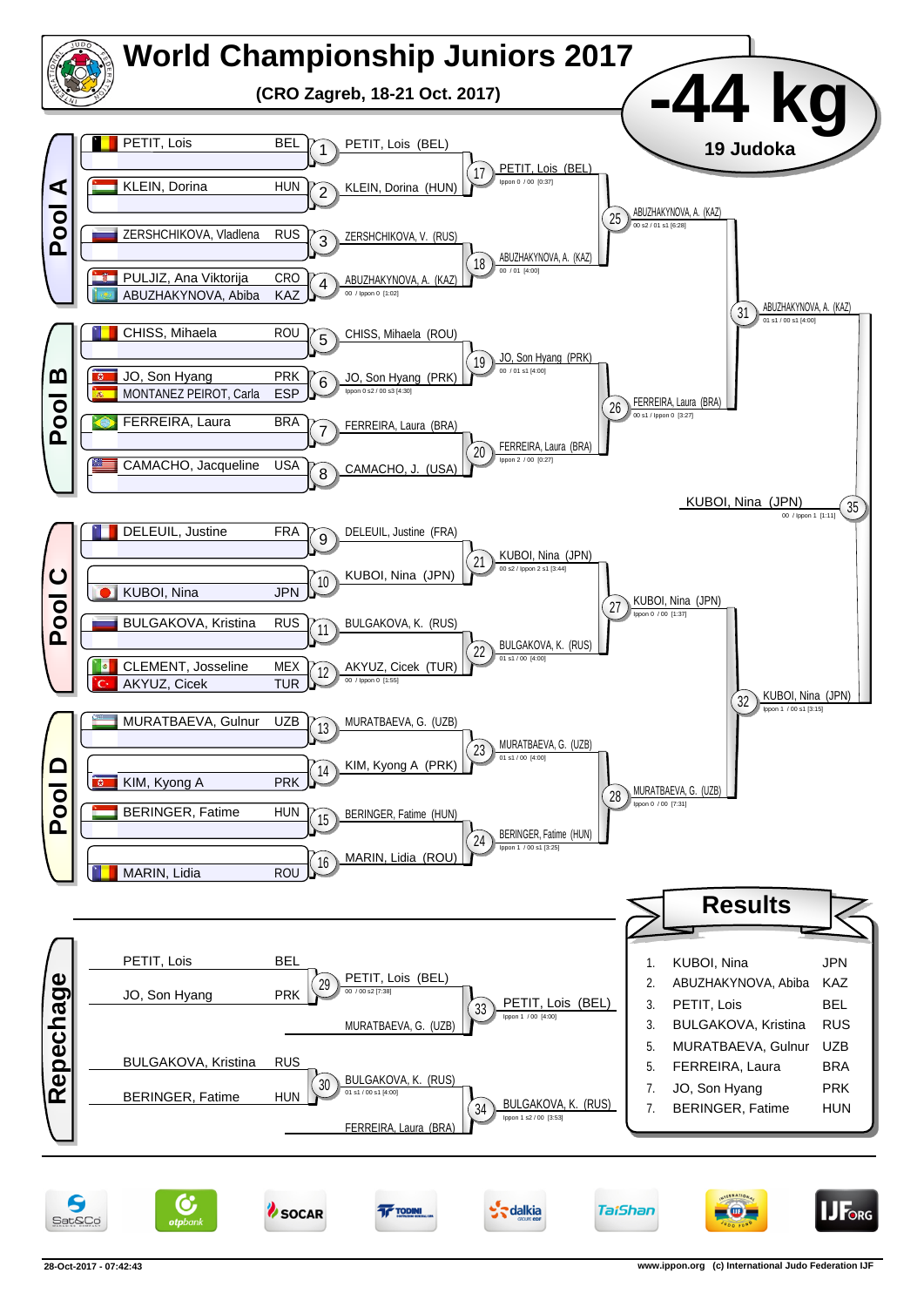# World Championship Juniors 2017

**(CRO Zagreb, 18-21 Oct. 2017)**

## -44 kg

**19 Judoka**

### Pool A

| Judoka | Nation |
|---|---|
| PETIT, Lois | BEL |
| KLEIN, Dorina | HUN |
| ZERSCHCHIKOVA, Vladlena | RUS |
| PULJIZ, Ana Viktorija | CRO |
| ABUZHAKYNOVA, Abiba | KAZ |

- 1: PETIT, Lois (BEL)
- 2: KLEIN, Dorina (HUN)
- 3: ZERSCHCHIKOVA, V. (RUS)
- 4: ABUZHAKYNOVA, A. (KAZ) — 00 / Ippon 0 [1:02]
- 17: PETIT, Lois (BEL) — Ippon 0 / 00 [0:37]
- 18: ABUZHAKYNOVA, A. (KAZ) — 00 / 01 [4:00]
- 25: ABUZHAKYNOVA, A. (KAZ) — 00 s2 / 01 s1 [6:28]

### Pool B

| Judoka | Nation |
|---|---|
| CHISS, Mihaela | ROU |
| JO, Son Hyang | PRK |
| MONTANEZ PEIROT, Carla | ESP |
| FERREIRA, Laura | BRA |
| CAMACHO, Jacqueline | USA |

- 5: CHISS, Mihaela (ROU)
- 6: JO, Son Hyang (PRK) — Ippon 0 s2 / 00 s3 [4:30]
- 7: FERREIRA, Laura (BRA)
- 8: CAMACHO, J. (USA)
- 19: JO, Son Hyang (PRK) — 00 / 01 s1 [4:00]
- 20: FERREIRA, Laura (BRA) — Ippon 2 / 00 [0:27]
- 26: FERREIRA, Laura (BRA) — 00 s1 / Ippon 0 [3:27]

- 31: ABUZHAKYNOVA, A. (KAZ) — 01 s1 / 00 s1 [4:00]

### Pool C

| Judoka | Nation |
|---|---|
| DELEUIL, Justine | FRA |
| KUBOI, Nina | JPN |
| BULGAKOVA, Kristina | RUS |
| CLEMENT, Josseline | MEX |
| AKYUZ, Cicek | TUR |

- 9: DELEUIL, Justine (FRA)
- 10: KUBOI, Nina (JPN)
- 11: BULGAKOVA, K. (RUS)
- 12: AKYUZ, Cicek (TUR) — 00 / Ippon 0 [1:55]
- 21: KUBOI, Nina (JPN) — 00 s2 / Ippon 2 s1 [3:44]
- 22: BULGAKOVA, K. (RUS) — 01 s1 / 00 [4:00]
- 27: KUBOI, Nina (JPN) — Ippon 0 / 00 [1:37]

### Pool D

| Judoka | Nation |
|---|---|
| MURATBAEVA, Gulnur | UZB |
| KIM, Kyong A | PRK |
| BERINGER, Fatime | HUN |
| MARIN, Lidia | ROU |

- 13: MURATBAEVA, G. (UZB)
- 14: KIM, Kyong A (PRK)
- 15: BERINGER, Fatime (HUN)
- 16: MARIN, Lidia (ROU)
- 23: MURATBAEVA, G. (UZB) — 01 s1 / 00 [4:00]
- 24: BERINGER, Fatime (HUN) — Ippon 1 / 00 s1 [3:25]
- 28: MURATBAEVA, G. (UZB) — Ippon 0 / 00 [7:31]

- 32: KUBOI, Nina (JPN) — Ippon 1 / 00 s1 [3:15]

### Final

- 35: KUBOI, Nina (JPN) — 00 / Ippon 1 [1:11]

### Repechage

- 29: PETIT, Lois (BEL) vs JO, Son Hyang (PRK) → PETIT, Lois (BEL) — 00 / 00 s2 [7:38]
- 33: PETIT, Lois (BEL) vs MURATBAEVA, G. (UZB) → PETIT, Lois (BEL) — Ippon 1 / 00 [4:00]
- 30: BULGAKOVA, Kristina (RUS) vs BERINGER, Fatime (HUN) → BULGAKOVA, K. (RUS) — 01 s1 / 00 s1 [4:00]
- 34: BULGAKOVA, K. (RUS) vs FERREIRA, Laura (BRA) → BULGAKOVA, K. (RUS) — Ippon 1 s2 / 00 [3:53]

## Results

| Place | Name | Nation |
|---|---|---|
| 1. | KUBOI, Nina | JPN |
| 2. | ABUZHAKYNOVA, Abiba | KAZ |
| 3. | PETIT, Lois | BEL |
| 3. | BULGAKOVA, Kristina | RUS |
| 5. | MURATBAEVA, Gulnur | UZB |
| 5. | FERREIRA, Laura | BRA |
| 7. | JO, Son Hyang | PRK |
| 7. | BERINGER, Fatime | HUN |

28-Oct-2017 - 07:42:43 — www.ippon.org (c) International Judo Federation IJF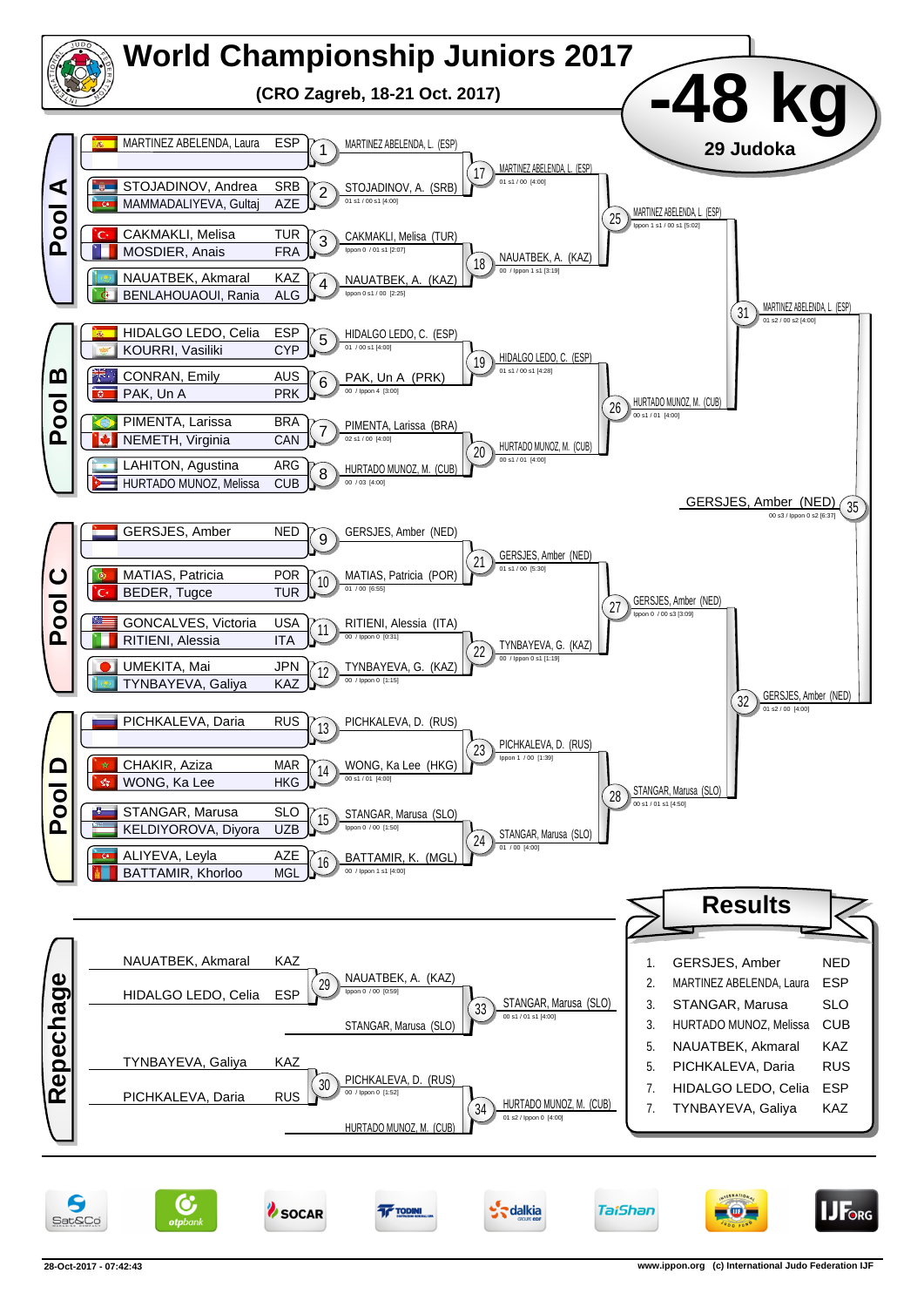# World Championship Juniors 2017

**(CRO Zagreb, 18-21 Oct. 2017)**

## -48 kg

**29 Judoka**

## Pool A

| Match | Competitors | Winner | Score |
|---|---|---|---|
| 1 | MARTINEZ ABELENDA, Laura (ESP) | MARTINEZ ABELENDA, L. (ESP) | |
| 2 | STOJADINOV, Andrea (SRB) – MAMMADALIYEVA, Gultaj (AZE) | STOJADINOV, A. (SRB) | 01 s1 / 00 s1 [4:00] |
| 3 | CAKMAKLI, Melisa (TUR) – MOSDIER, Anais (FRA) | CAKMAKLI, Melisa (TUR) | Ippon 0 / 01 s1 [2:07] |
| 4 | NAUATBEK, Akmaral (KAZ) – BENLAHOUAOUI, Rania (ALG) | NAUATBEK, A. (KAZ) | Ippon 0 s1 / 00 [2:25] |
| 17 | | MARTINEZ ABELENDA, L. (ESP) | 01 s1 / 00 [4:00] |
| 18 | | NAUATBEK, A. (KAZ) | 00 / Ippon 1 s1 [3:19] |
| 25 | | MARTINEZ ABELENDA, L. (ESP) | Ippon 1 s1 / 00 s1 [5:02] |

## Pool B

| Match | Competitors | Winner | Score |
|---|---|---|---|
| 5 | HIDALGO LEDO, Celia (ESP) – KOURRI, Vasiliki (CYP) | HIDALGO LEDO, C. (ESP) | 01 / 00 s1 [4:00] |
| 6 | CONRAN, Emily (AUS) – PAK, Un A (PRK) | PAK, Un A (PRK) | 00 / Ippon 4 [3:00] |
| 7 | PIMENTA, Larissa (BRA) – NEMETH, Virginia (CAN) | PIMENTA, Larissa (BRA) | 02 s1 / 00 [4:00] |
| 8 | LAHITON, Agustina (ARG) – HURTADO MUNOZ, Melissa (CUB) | HURTADO MUNOZ, M. (CUB) | 00 / 03 [4:00] |
| 19 | | HIDALGO LEDO, C. (ESP) | 01 s1 / 00 s1 [4:28] |
| 20 | | HURTADO MUNOZ, M. (CUB) | 00 s1 / 01 [4:00] |
| 26 | | HURTADO MUNOZ, M. (CUB) | 00 s1 / 01 [4:00] |

Semi-final 31: MARTINEZ ABELENDA, L. (ESP) — 01 s2 / 00 s2 [4:00]

## Pool C

| Match | Competitors | Winner | Score |
|---|---|---|---|
| 9 | GERSJES, Amber (NED) | GERSJES, Amber (NED) | |
| 10 | MATIAS, Patricia (POR) – BEDER, Tugce (TUR) | MATIAS, Patricia (POR) | 01 / 00 [6:55] |
| 11 | GONCALVES, Victoria (USA) – RITIENI, Alessia (ITA) | RITIENI, Alessia (ITA) | 00 / Ippon 0 [0:31] |
| 12 | UMEKITA, Mai (JPN) – TYNBAYEVA, Galiya (KAZ) | TYNBAYEVA, G. (KAZ) | 00 / Ippon 0 [1:15] |
| 21 | | GERSJES, Amber (NED) | 01 s1 / 00 [5:30] |
| 22 | | TYNBAYEVA, G. (KAZ) | 00 / Ippon 0 s1 [1:19] |
| 27 | | GERSJES, Amber (NED) | Ippon 0 / 00 s3 [3:09] |

## Pool D

| Match | Competitors | Winner | Score |
|---|---|---|---|
| 13 | PICHKALEVA, Daria (RUS) | PICHKALEVA, D. (RUS) | |
| 14 | CHAKIR, Aziza (MAR) – WONG, Ka Lee (HKG) | WONG, Ka Lee (HKG) | 00 s1 / 01 [4:00] |
| 15 | STANGAR, Marusa (SLO) – KELDIYOROVA, Diyora (UZB) | STANGAR, Marusa (SLO) | Ippon 0 / 00 [1:50] |
| 16 | ALIYEVA, Leyla (AZE) – BATTAMIR, Khorloo (MGL) | BATTAMIR, K. (MGL) | 00 / Ippon 1 s1 [4:00] |
| 23 | | PICHKALEVA, D. (RUS) | Ippon 1 / 00 [1:39] |
| 24 | | STANGAR, Marusa (SLO) | 01 / 00 [4:00] |
| 28 | | STANGAR, Marusa (SLO) | 00 s1 / 01 s1 [4:50] |

Semi-final 32: GERSJES, Amber (NED) — 01 s2 / 00 [4:00]

Final 35: GERSJES, Amber (NED) — 00 s3 / Ippon 0 s2 [6:37]

## Repechage

| Match | Competitors | Winner | Score |
|---|---|---|---|
| 29 | NAUATBEK, Akmaral (KAZ) – HIDALGO LEDO, Celia (ESP) | NAUATBEK, A. (KAZ) | Ippon 0 / 00 [0:59] |
| 33 | NAUATBEK, A. (KAZ) – STANGAR, Marusa (SLO) | STANGAR, Marusa (SLO) | 00 s1 / 01 s1 [4:00] |
| 30 | TYNBAYEVA, Galiya (KAZ) – PICHKALEVA, Daria (RUS) | PICHKALEVA, D. (RUS) | 00 / Ippon 0 [1:52] |
| 34 | PICHKALEVA, D. (RUS) – HURTADO MUNOZ, M. (CUB) | HURTADO MUNOZ, M. (CUB) | 01 s2 / Ippon 0 [4:00] |

## Results

| Place | Name | Country |
|---|---|---|
| 1. | GERSJES, Amber | NED |
| 2. | MARTINEZ ABELENDA, Laura | ESP |
| 3. | STANGAR, Marusa | SLO |
| 3. | HURTADO MUNOZ, Melissa | CUB |
| 5. | NAUATBEK, Akmaral | KAZ |
| 5. | PICHKALEVA, Daria | RUS |
| 7. | HIDALGO LEDO, Celia | ESP |
| 7. | TYNBAYEVA, Galiya | KAZ |

28-Oct-2017 - 07:42:43 — www.ippon.org (c) International Judo Federation IJF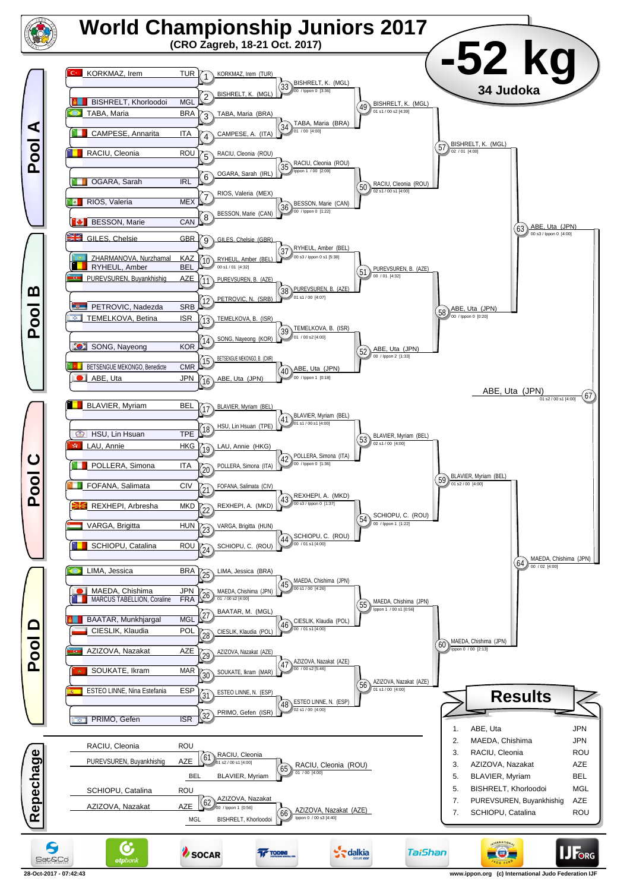# World Championship Juniors 2017

**(CRO Zagreb, 18-21 Oct. 2017)**

## -52 kg

**34 Judoka**

### Pool A

| No. | Name | Country |
|---|---|---|
| 1 | KORKMAZ, Irem | TUR |
| 2 | BISHRELT, Khorloodoi | MGL |
| 3 | TABA, Maria | BRA |
| 4 | CAMPESE, Annarita | ITA |
| 5 | RACIU, Cleonia | ROU |
| 6 | OGARA, Sarah | IRL |
| 7 | RIOS, Valeria | MEX |
| 8 | BESSON, Marie | CAN |

- 1: KORKMAZ, Irem (TUR)
- 2: BISHRELT, K. (MGL)
- 3: TABA, Maria (BRA)
- 4: CAMPESE, A. (ITA)
- 5: RACIU, Cleonia (ROU)
- 6: OGARA, Sarah (IRL)
- 7: RIOS, Valeria (MEX)
- 8: BESSON, Marie (CAN)
- 33: BISHRELT, K. (MGL) — 00 / Ippon 0 [3:36]
- 34: TABA, Maria (BRA) — 01 / 00 [4:00]
- 35: RACIU, Cleonia (ROU) — Ippon 1 / 00 [2:09]
- 36: BESSON, Marie (CAN) — 00 / Ippon 0 [1:22]
- 49: BISHRELT, K. (MGL) — 01 s1 / 00 s2 [4:39]
- 50: RACIU, Cleonia (ROU) — 02 s1 / 00 s1 [4:00]
- 57: BISHRELT, K. (MGL) — 02 / 01 [4:00]

### Pool B

| No. | Name | Country |
|---|---|---|
| 9 | GILES, Chelsie | GBR |
| | ZHARMANOVA, Nurzhamal | KAZ |
| 10 | RYHEUL, Amber | BEL |
| 11 | PUREVSUREN, Buyankhishig | AZE |
| 12 | PETROVIC, Nadezda | SRB |
| 13 | TEMELKOVA, Betina | ISR |
| 14 | SONG, Nayeong | KOR |
| 15 | BETSENGUE MEKONGO, Benedicte | CMR |
| 16 | ABE, Uta | JPN |

- 9: GILES, Chelsie (GBR)
- 10: RYHEUL, Amber (BEL) — 00 s1 / 01 [4:32]
- 11: PUREVSUREN, B. (AZE)
- 12: PETROVIC, N. (SRB)
- 13: TEMELKOVA, B. (ISR)
- 14: SONG, Nayeong (KOR)
- 15: BETSENGUE MEKONGO, B. (CMR)
- 16: ABE, Uta (JPN)
- 37: RYHEUL, Amber (BEL) — 00 s3 / Ippon 0 s1 [5:38]
- 38: PUREVSUREN, B. (AZE) — 01 s1 / 00 [4:07]
- 39: TEMELKOVA, B. (ISR) — 01 / 00 s2 [4:00]
- 40: ABE, Uta (JPN) — 00 / Ippon 1 [0:18]
- 51: PUREVSUREN, B. (AZE) — 00 / 01 [4:32]
- 52: ABE, Uta (JPN) — 00 / Ippon 2 [1:33]
- 58: ABE, Uta (JPN) — 00 / Ippon 0 [0:20]
- 63: ABE, Uta (JPN) — 00 s3 / Ippon 0 [4:00]

### Pool C

| No. | Name | Country |
|---|---|---|
| 17 | BLAVIER, Myriam | BEL |
| 18 | HSU, Lin Hsuan | TPE |
| 19 | LAU, Annie | HKG |
| 20 | POLLERA, Simona | ITA |
| 21 | FOFANA, Salimata | CIV |
| 22 | REXHEPI, Arbresha | MKD |
| 23 | VARGA, Brigitta | HUN |
| 24 | SCHIOPU, Catalina | ROU |

- 17: BLAVIER, Myriam (BEL)
- 18: HSU, Lin Hsuan (TPE)
- 19: LAU, Annie (HKG)
- 20: POLLERA, Simona (ITA)
- 21: FOFANA, Salimata (CIV)
- 22: REXHEPI, A. (MKD)
- 23: VARGA, Brigitta (HUN)
- 24: SCHIOPU, C. (ROU)
- 41: BLAVIER, Myriam (BEL) — 01 s1 / 00 s1 [4:00]
- 42: POLLERA, Simona (ITA) — 00 / Ippon 0 [1:36]
- 43: REXHEPI, A. (MKD) — 00 s3 / Ippon 0 [1:37]
- 44: SCHIOPU, C. (ROU) — 00 / 01 s1 [4:00]
- 53: BLAVIER, Myriam (BEL) — 02 s1 / 00 [4:00]
- 54: SCHIOPU, C. (ROU) — 00 / Ippon 1 [1:22]
- 59: BLAVIER, Myriam (BEL) — 01 s2 / 00 [4:00]

### Pool D

| No. | Name | Country |
|---|---|---|
| 25 | LIMA, Jessica | BRA |
| 26 | MAEDA, Chishima | JPN |
| | MARCUS TABELLION, Coraline | FRA |
| 27 | BAATAR, Munkhjargal | MGL |
| 28 | CIESLIK, Klaudia | POL |
| 29 | AZIZOVA, Nazakat | AZE |
| 30 | SOUKATE, Ikram | MAR |
| 31 | ESTEO LINNE, Nina Estefania | ESP |
| 32 | PRIMO, Gefen | ISR |

- 25: LIMA, Jessica (BRA)
- 26: MAEDA, Chishima (JPN) — 01 / 00 s2 [4:00]
- 27: BAATAR, M. (MGL)
- 28: CIESLIK, Klaudia (POL)
- 29: AZIZOVA, Nazakat (AZE)
- 30: SOUKATE, Ikram (MAR)
- 31: ESTEO LINNE, N. (ESP)
- 32: PRIMO, Gefen (ISR)
- 45: MAEDA, Chishima (JPN) — 00 s1 / 00 [4:26]
- 46: CIESLIK, Klaudia (POL) — 00 / 01 s1 [4:00]
- 47: AZIZOVA, Nazakat (AZE) — 00 / 00 s2 [5:46]
- 48: ESTEO LINNE, N. (ESP) — 02 s1 / 00 [4:00]
- 55: MAEDA, Chishima (JPN) — Ippon 1 / 00 s1 [0:56]
- 56: AZIZOVA, Nazakat (AZE) — 01 s1 / 00 [4:00]
- 60: MAEDA, Chishima (JPN) — Ippon 0 / 00 [2:13]
- 64: MAEDA, Chishima (JPN) — 00 / 02 [4:00]

### Final

- 67: ABE, Uta (JPN) — 01 s2 / 00 s1 [4:00]

### Repechage

- 61: RACIU, Cleonia (ROU) vs PUREVSUREN, Buyankhishig (AZE) — RACIU, Cleonia — 01 s2 / 00 s1 [4:00]
- 65: RACIU, Cleonia (ROU) vs BLAVIER, Myriam (BEL) — RACIU, Cleonia (ROU) — 01 / 00 [4:00]
- 62: SCHIOPU, Catalina (ROU) vs AZIZOVA, Nazakat (AZE) — AZIZOVA, Nazakat — 00 / Ippon 1 [0:56]
- 66: AZIZOVA, Nazakat (AZE) vs BISHRELT, Khorloodoi (MGL) — AZIZOVA, Nazakat (AZE) — Ippon 0 / 00 s3 [4:40]

### Results

| Place | Name | Country |
|---|---|---|
| 1. | ABE, Uta | JPN |
| 2. | MAEDA, Chishima | JPN |
| 3. | RACIU, Cleonia | ROU |
| 3. | AZIZOVA, Nazakat | AZE |
| 5. | BLAVIER, Myriam | BEL |
| 5. | BISHRELT, Khorloodoi | MGL |
| 7. | PUREVSUREN, Buyankhishig | AZE |
| 7. | SCHIOPU, Catalina | ROU |

28-Oct-2017 - 07:42:43

www.ippon.org (c) International Judo Federation IJF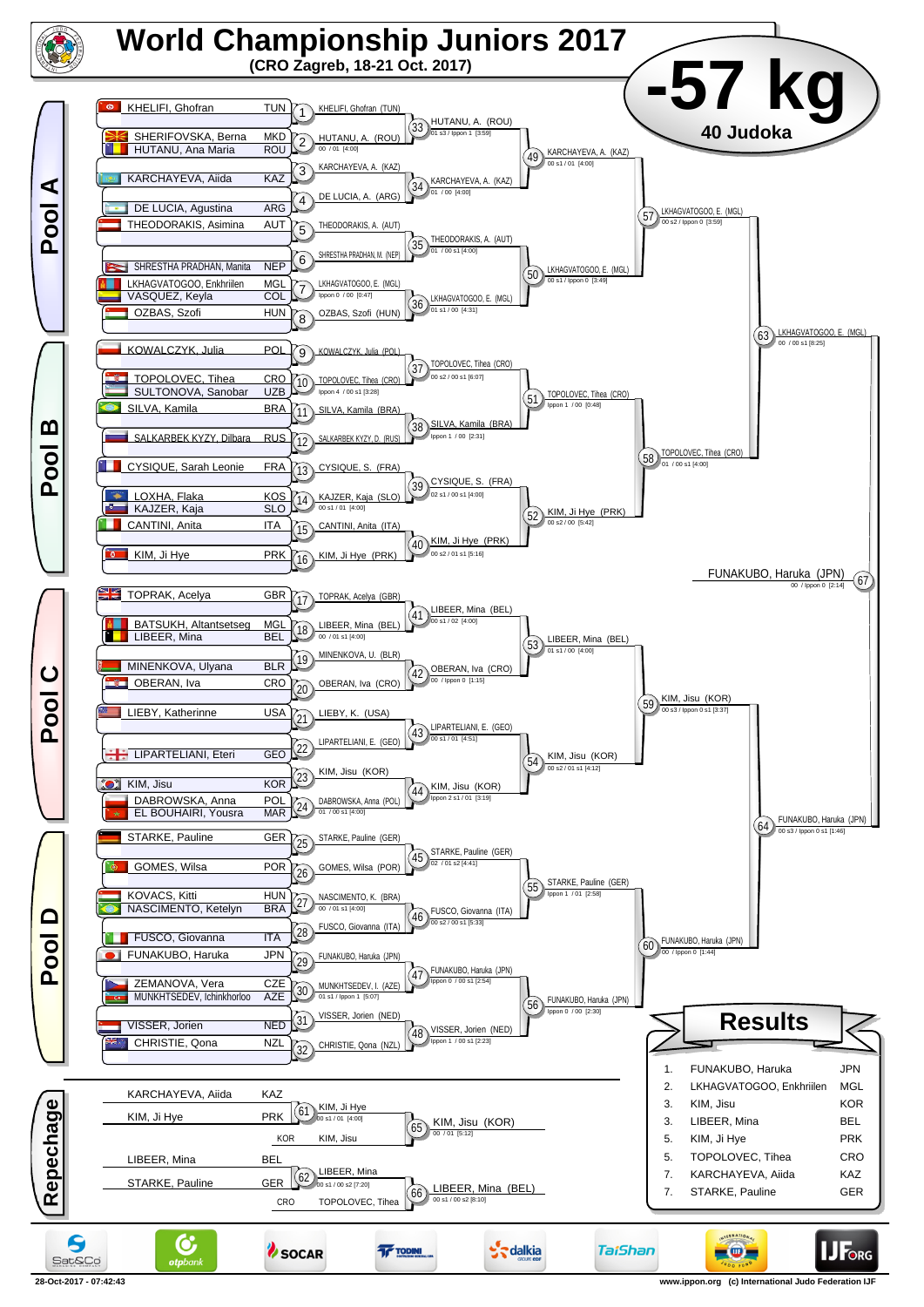# World Championship Juniors 2017

**(CRO Zagreb, 18-21 Oct. 2017)**

# -57 kg

**40 Judoka**

## Pool A

| Athlete | Country |
|---|---|
| KHELIFI, Ghofran | TUN |
| SHERIFOVSKA, Berna | MKD |
| HUTANU, Ana Maria | ROU |
| KARCHAYEVA, Aiida | KAZ |
| DE LUCIA, Agustina | ARG |
| THEODORAKIS, Asimina | AUT |
| SHRESTHA PRADHAN, Manita | NEP |
| LKHAGVATOGOO, Enkhriilen | MGL |
| VASQUEZ, Keyla | COL |
| OZBAS, Szofi | HUN |

- 1: KHELIFI, Ghofran (TUN)
- 2: HUTANU, A. (ROU) — 00 / 01 [4:00]
- 3: KARCHAYEVA, A. (KAZ)
- 4: DE LUCIA, A. (ARG)
- 5: THEODORAKIS, A. (AUT)
- 6: SHRESTHA PRADHAN, M. (NEP)
- 7: LKHAGVATOGOO, E. (MGL) — Ippon 0 / 00 [0:47]
- 8: OZBAS, Szofi (HUN)
- 33: HUTANU, A. (ROU) — 01 s3 / Ippon 1 [3:59]
- 34: KARCHAYEVA, A. (KAZ) — 01 / 00 [4:00]
- 35: THEODORAKIS, A. (AUT) — 01 / 00 s1 [4:00]
- 36: LKHAGVATOGOO, E. (MGL) — 01 s1 / 00 [4:31]
- 49: KARCHAYEVA, A. (KAZ) — 00 s1 / 01 [4:00]
- 50: LKHAGVATOGOO, E. (MGL) — 00 s1 / Ippon 0 [3:49]
- 57: LKHAGVATOGOO, E. (MGL) — 00 s2 / Ippon 0 [3:59]

## Pool B

| Athlete | Country |
|---|---|
| KOWALCZYK, Julia | POL |
| TOPOLOVEC, Tihea | CRO |
| SULTONOVA, Sanobar | UZB |
| SILVA, Kamila | BRA |
| SALKARBEK KYZY, Dilbara | RUS |
| CYSIQUE, Sarah Leonie | FRA |
| LOXHA, Flaka | KOS |
| KAJZER, Kaja | SLO |
| CANTINI, Anita | ITA |
| KIM, Ji Hye | PRK |

- 9: KOWALCZYK, Julia (POL)
- 10: TOPOLOVEC, Tihea (CRO) — Ippon 4 / 00 s1 [3:28]
- 11: SILVA, Kamila (BRA)
- 12: SALKARBEK KYZY, D. (RUS)
- 13: CYSIQUE, S. (FRA)
- 14: KAJZER, Kaja (SLO) — 00 s1 / 01 [4:00]
- 15: CANTINI, Anita (ITA)
- 16: KIM, Ji Hye (PRK)
- 37: TOPOLOVEC, Tihea (CRO) — 00 s2 / 00 s1 [6:07]
- 38: SILVA, Kamila (BRA) — Ippon 1 / 00 [2:31]
- 39: CYSIQUE, S. (FRA) — 02 s1 / 00 s1 [4:00]
- 40: KIM, Ji Hye (PRK) — 00 s2 / 01 s1 [5:16]
- 51: TOPOLOVEC, Tihea (CRO) — Ippon 1 / 00 [0:48]
- 52: KIM, Ji Hye (PRK) — 00 s2 / 00 [5:42]
- 58: TOPOLOVEC, Tihea (CRO) — 01 / 00 s1 [4:00]
- 63: LKHAGVATOGOO, E. (MGL) — 00 / 00 s1 [8:25]

## Pool C

| Athlete | Country |
|---|---|
| TOPRAK, Acelya | GBR |
| BATSUKH, Altantsetseg | MGL |
| LIEBER, Mina | BEL |
| MINENKOVA, Ulyana | BLR |
| OBERAN, Iva | CRO |
| LIEBY, Katherinne | USA |
| LIPARTELIANI, Eteri | GEO |
| KIM, Jisu | KOR |
| DABROWSKA, Anna | POL |
| EL BOUHAIRI, Yousra | MAR |

- 17: TOPRAK, Acelya (GBR)
- 18: LIEBER, Mina (BEL) — 00 / 01 s1 [4:00]
- 19: MINENKOVA, U. (BLR)
- 20: OBERAN, Iva (CRO)
- 21: LIEBY, K. (USA)
- 22: LIPARTELIANI, E. (GEO)
- 23: KIM, Jisu (KOR)
- 24: DABROWSKA, Anna (POL) — 01 / 00 s1 [4:00]
- 41: LIEBER, Mina (BEL) — 00 s1 / 02 [4:00]
- 42: OBERAN, Iva (CRO) — 00 / Ippon 0 [1:15]
- 43: LIPARTELIANI, E. (GEO) — 00 s1 / 01 [4:51]
- 44: KIM, Jisu (KOR) — Ippon 2 s1 / 01 [3:19]
- 53: LIEBER, Mina (BEL) — 01 s1 / 00 [4:00]
- 54: KIM, Jisu (KOR) — 00 s2 / 01 s1 [4:12]
- 59: KIM, Jisu (KOR) — 00 s3 / Ippon 0 s1 [3:37]

## Pool D

| Athlete | Country |
|---|---|
| STARKE, Pauline | GER |
| GOMES, Wilsa | POR |
| KOVACS, Kitti | HUN |
| NASCIMENTO, Ketelyn | BRA |
| FUSCO, Giovanna | ITA |
| FUNAKUBO, Haruka | JPN |
| ZEMANOVA, Vera | CZE |
| MUNKHTSEDEV, Ichinkhorloo | AZE |
| VISSER, Jorien | NED |
| CHRISTIE, Qona | NZL |

- 25: STARKE, Pauline (GER)
- 26: GOMES, Wilsa (POR)
- 27: NASCIMENTO, K. (BRA) — 00 / 01 s1 [4:00]
- 28: FUSCO, Giovanna (ITA)
- 29: FUNAKUBO, Haruka (JPN)
- 30: MUNKHTSEDEV, I. (AZE) — 01 s1 / Ippon 1 [5:07]
- 31: VISSER, Jorien (NED)
- 32: CHRISTIE, Qona (NZL)
- 45: STARKE, Pauline (GER) — 02 / 01 s2 [4:41]
- 46: FUSCO, Giovanna (ITA) — 00 s2 / 00 s1 [5:33]
- 47: FUNAKUBO, Haruka (JPN) — Ippon 0 / 00 s1 [2:54]
- 48: VISSER, Jorien (NED) — Ippon 1 / 00 s1 [2:23]
- 55: STARKE, Pauline (GER) — Ippon 1 / 01 [2:58]
- 56: FUNAKUBO, Haruka (JPN) — Ippon 0 / 00 [2:30]
- 60: FUNAKUBO, Haruka (JPN) — 00 / Ippon 0 [1:44]
- 64: FUNAKUBO, Haruka (JPN) — 00 s3 / Ippon 0 s1 [1:46]

## Final

- 67: FUNAKUBO, Haruka (JPN) — 00 / Ippon 0 [2:14]

## Repechage

- 61: KARCHAYEVA, Aiida (KAZ) vs KIM, Ji Hye (PRK) — KIM, Ji Hye — 00 s1 / 01 [4:00]
- 65: KIM, Ji Hye vs KIM, Jisu (KOR) — KIM, Jisu (KOR) — 00 / 01 [5:12]
- 62: LIEBER, Mina (BEL) vs STARKE, Pauline (GER) — LIEBER, Mina — 00 s1 / 00 s2 [7:20]
- 66: LIEBER, Mina vs TOPOLOVEC, Tihea (CRO) — LIEBER, Mina (BEL) — 00 s1 / 00 s2 [8:10]

## Results

| Place | Athlete | Country |
|---|---|---|
| 1. | FUNAKUBO, Haruka | JPN |
| 2. | LKHAGVATOGOO, Enkhriilen | MGL |
| 3. | KIM, Jisu | KOR |
| 3. | LIEBER, Mina | BEL |
| 5. | KIM, Ji Hye | PRK |
| 5. | TOPOLOVEC, Tihea | CRO |
| 7. | KARCHAYEVA, Aiida | KAZ |
| 7. | STARKE, Pauline | GER |

28-Oct-2017 - 07:42:43 — www.ippon.org (c) International Judo Federation IJF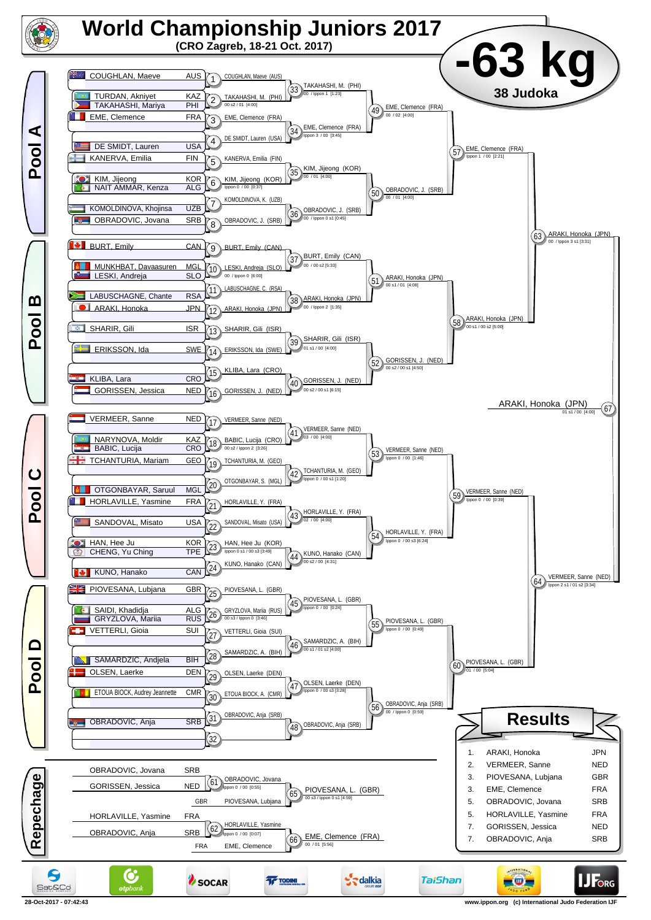# World Championship Juniors 2017

**(CRO Zagreb, 18-21 Oct. 2017)**

## -63 kg

**38 Judoka**

### Pool A

| # | Name | Nation |
|---|---|---|
| 1 | COUGHLAN, Maeve | AUS |
| 2 | TURDAN, Akniyet | KAZ |
| 2 | TAKAHASHI, Mariya | PHI |
| 3 | EME, Clemence | FRA |
| 4 | DE SMIDT, Lauren | USA |
| 5 | KANERVA, Emilia | FIN |
| 6 | KIM, Jijeong | KOR |
| 6 | NAIT AMMAR, Kenza | ALG |
| 7 | KOMOLDINOVA, Khojinsa | UZB |
| 8 | OBRADOVIC, Jovana | SRB |

- 1: COUGHLAN, Maeve (AUS)
- 2: TAKAHASHI, M. (PHI) — 00 s2 / 01 [4:00]
- 3: EME, Clemence (FRA)
- 4: DE SMIDT, Lauren (USA)
- 5: KANERVA, Emilia (FIN)
- 6: KIM, Jijeong (KOR) — Ippon 0 / 00 [0:37]
- 7: KOMOLDINOVA, K. (UZB)
- 8: OBRADOVIC, J. (SRB)
- 33: TAKAHASHI, M. (PHI) — 00 / Ippon 1 [1:23]
- 34: EME, Clemence (FRA) — Ippon 3 / 00 [3:45]
- 35: KIM, Jijeong (KOR) — 00 / 01 [4:00]
- 36: OBRADOVIC, J. (SRB) — 00 / Ippon 0 s1 [0:45]
- 49: EME, Clemence (FRA) — 00 / 02 [4:00]
- 50: OBRADOVIC, J. (SRB) — 00 / 01 [4:00]
- 57: EME, Clemence (FRA) — Ippon 1 / 00 [2:21]

### Pool B

| # | Name | Nation |
|---|---|---|
| 9 | BURT, Emily | CAN |
| 10 | MUNKHBAT, Davaasuren | MGL |
| 10 | LESKI, Andreja | SLO |
| 11 | LABUSCHAGNE, Chante | RSA |
| 12 | ARAKI, Honoka | JPN |
| 13 | SHARIR, Gili | ISR |
| 14 | ERIKSSON, Ida | SWE |
| 15 | KLIBA, Lara | CRO |
| 16 | GORISSEN, Jessica | NED |

- 9: BURT, Emily (CAN)
- 10: LESKI, Andreja (SLO) — 00 / Ippon 0 [6:00]
- 11: LABUSCHAGNE, C. (RSA)
- 12: ARAKI, Honoka (JPN)
- 13: SHARIR, Gili (ISR)
- 14: ERIKSSON, Ida (SWE)
- 15: KLIBA, Lara (CRO)
- 16: GORISSEN, J. (NED)
- 37: BURT, Emily (CAN) — 00 / 00 s2 [5:33]
- 38: ARAKI, Honoka (JPN) — 00 / Ippon 2 [1:35]
- 39: SHARIR, Gili (ISR) — 01 s1 / 00 [4:00]
- 40: GORISSEN, J. (NED) — 00 s2 / 00 s1 [6:15]
- 51: ARAKI, Honoka (JPN) — 00 s1 / 01 [4:08]
- 52: GORISSEN, J. (NED) — 00 s2 / 00 s1 [4:50]
- 58: ARAKI, Honoka (JPN) — 00 s1 / 00 s2 [5:00]
- 63: ARAKI, Honoka (JPN) — 00 / Ippon 3 s1 [3:31]

### Pool C

| # | Name | Nation |
|---|---|---|
| 17 | VERMEER, Sanne | NED |
| 18 | NARYNOVA, Moldir | KAZ |
| 18 | BABIC, Lucija | CRO |
| 19 | TCHANTURIA, Mariam | GEO |
| 20 | OTGONBAYAR, Saruul | MGL |
| 21 | HORLAVILLE, Yasmine | FRA |
| 22 | SANDOVAL, Misato | USA |
| 23 | HAN, Hee Ju | KOR |
| 23 | CHENG, Yu Ching | TPE |
| 24 | KUNO, Hanako | CAN |

- 17: VERMEER, Sanne (NED)
- 18: BABIC, Lucija (CRO) — 00 s2 / Ippon 2 [3:26]
- 19: TCHANTURIA, M. (GEO)
- 20: OTGONBAYAR, S. (MGL)
- 21: HORLAVILLE, Y. (FRA)
- 22: SANDOVAL, Misato (USA)
- 23: HAN, Hee Ju (KOR) — Ippon 0 s1 / 00 s3 [3:49]
- 24: KUNO, Hanako (CAN)
- 41: VERMEER, Sanne (NED) — 03 / 00 [4:00]
- 42: TCHANTURIA, M. (GEO) — Ippon 0 / 00 s1 [1:20]
- 43: HORLAVILLE, Y. (FRA) — 02 / 00 [4:00]
- 44: KUNO, Hanako (CAN) — 00 s2 / 00 [4:31]
- 53: VERMEER, Sanne (NED) — Ippon 0 / 00 [1:46]
- 54: HORLAVILLE, Y. (FRA) — Ippon 0 / 00 s3 [6:24]
- 59: VERMEER, Sanne (NED) — Ippon 0 / 00 [0:39]

### Pool D

| # | Name | Nation |
|---|---|---|
| 25 | PIOVESANA, Lubjana | GBR |
| 26 | SAIDI, Khadidja | ALG |
| 26 | GRYZLOVA, Mariia | RUS |
| 27 | VETTERLI, Gioia | SUI |
| 28 | SAMARDZIC, Andjela | BIH |
| 29 | OLSEN, Laerke | DEN |
| 30 | ETOUA BIOCK, Audrey Jeannette | CMR |
| 31 | OBRADOVIC, Anja | SRB |
| 32 | | |

- 25: PIOVESANA, L. (GBR)
- 26: GRYZLOVA, Mariia (RUS) — 00 s3 / Ippon 0 [3:46]
- 27: VETTERLI, Gioia (SUI)
- 28: SAMARDZIC, A. (BIH)
- 29: OLSEN, Laerke (DEN)
- 30: ETOUA BIOCK, A. (CMR)
- 31: OBRADOVIC, Anja (SRB)
- 45: PIOVESANA, L. (GBR) — Ippon 0 / 00 [0:24]
- 46: SAMARDZIC, A. (BIH) — 00 s1 / 01 s2 [4:00]
- 47: OLSEN, Laerke (DEN) — Ippon 0 / 00 s3 [3:28]
- 48: OBRADOVIC, Anja (SRB)
- 55: PIOVESANA, L. (GBR) — Ippon 0 / 00 [0:49]
- 56: OBRADOVIC, Anja (SRB) — 00 / Ippon 0 [0:59]
- 60: PIOVESANA, L. (GBR) — 01 / 00 [5:04]
- 64: VERMEER, Sanne (NED) — Ippon 2 s1 / 01 s2 [3:34]

### Final

- 67: ARAKI, Honoka (JPN) — 01 s1 / 00 [4:00]

### Repechage

- 61: OBRADOVIC, Jovana (SRB) vs GORISSEN, Jessica (NED) → OBRADOVIC, Jovana — Ippon 0 / 00 [0:55]
- 65: OBRADOVIC, Jovana vs PIOVESANA, Lubjana (GBR) → PIOVESANA, L. (GBR) — 00 s3 / Ippon 0 s1 [4:59]
- 62: HORLAVILLE, Yasmine (FRA) vs OBRADOVIC, Anja (SRB) → HORLAVILLE, Yasmine — Ippon 0 / 00 [0:07]
- 66: HORLAVILLE, Yasmine vs EME, Clemence (FRA) → EME, Clemence (FRA) — 00 / 01 [5:56]

### Results

| Place | Name | Nation |
|---|---|---|
| 1. | ARAKI, Honoka | JPN |
| 2. | VERMEER, Sanne | NED |
| 3. | PIOVESANA, Lubjana | GBR |
| 3. | EME, Clemence | FRA |
| 5. | OBRADOVIC, Jovana | SRB |
| 5. | HORLAVILLE, Yasmine | FRA |
| 7. | GORISSEN, Jessica | NED |
| 7. | OBRADOVIC, Anja | SRB |

28-Oct-2017 - 07:42:43

www.ippon.org (c) International Judo Federation IJF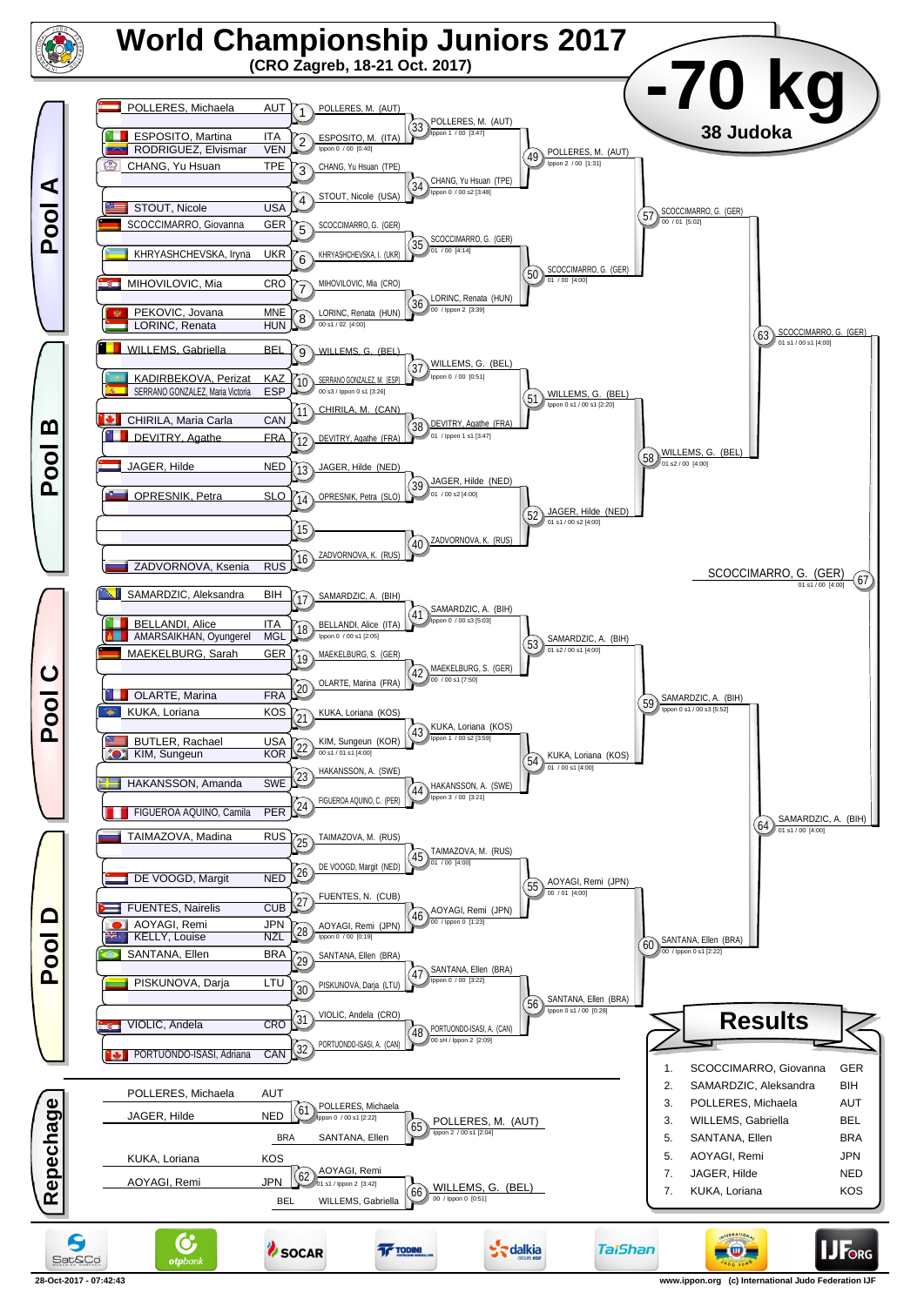# World Championship Juniors 2017

**(CRO Zagreb, 18-21 Oct. 2017)**

# -70 kg

**38 Judoka**

## Pool A

| Competitor | Country |
|---|---|
| POLLERES, Michaela | AUT |
| ESPOSITO, Martina | ITA |
| RODRIGUEZ, Elvismar | VEN |
| CHANG, Yu Hsuan | TPE |
| STOUT, Nicole | USA |
| SCOCCIMARRO, Giovanna | GER |
| KHRYASHCHEVSKA, Iryna | UKR |
| MIHOVILOVIC, Mia | CRO |
| PEKOVIC, Jovana | MNE |
| LORINC, Renata | HUN |

- 1: POLLERES, M. (AUT)
- 2: ESPOSITO, M. (ITA) — Ippon 0 / 00 [2:05]
- 3: CHANG, Yu Hsuan (TPE)
- 4: STOUT, Nicole (USA)
- 5: SCOCCIMARRO, G. (GER)
- 6: KHRYASHCHEVSKA, I. (UKR)
- 7: MIHOVILOVIC, Mia (CRO)
- 8: LORINC, Renata (HUN) — 00 s1 / 02 [4:00]
- 33: POLLERES, M. (AUT) — Ippon 1 / 00 [3:47]
- 34: CHANG, Yu Hsuan (TPE) — Ippon 0 / 00 s2 [3:48]
- 35: SCOCCIMARRO, G. (GER) — 01 / 00 [4:14]
- 36: LORINC, Renata (HUN) — 00 / Ippon 2 [3:39]
- 49: POLLERES, M. (AUT) — Ippon 0 / 00 [0:40]
- 50: SCOCCIMARRO, G. (GER) — 01 / 00 [4:00]
- 57: SCOCCIMARRO, G. (GER) — 00 / 01 [5:02]

## Pool B

| Competitor | Country |
|---|---|
| WILLEMS, Gabriella | BEL |
| KADIRBEKOVA, Perizat | KAZ |
| SERRANO GONZALEZ, Maria Victoria | ESP |
| CHIRILA, Maria Carla | CAN |
| DEVITRY, Agathe | FRA |
| JAGER, Hilde | NED |
| OPRESNIK, Petra | SLO |
| ZADVORNOVA, Ksenia | RUS |

- 9: WILLEMS, G. (BEL)
- 10: SERRANO GONZALEZ, M. (ESP) — 00 s3 / Ippon 0 s1 [3:26]
- 11: CHIRILA, M. (CAN)
- 12: DEVITRY, Agathe (FRA)
- 13: JAGER, Hilde (NED)
- 14: OPRESNIK, Petra (SLO)
- 15: —
- 16: ZADVORNOVA, K. (RUS)
- 37: WILLEMS, G. (BEL) — Ippon 0 / 00 [0:51]
- 38: DEVITRY, Agathe (FRA) — 01 / Ippon 1 s1 [3:47]
- 39: JAGER, Hilde (NED) — 01 / 00 s2 [4:00]
- 40: ZADVORNOVA, K. (RUS)
- 51: WILLEMS, G. (BEL) — Ippon 0 s1 / 00 s1 [2:20]
- 52: JAGER, Hilde (NED) — 01 s1 / 00 s2 [4:00]
- 58: WILLEMS, G. (BEL) — 01 s2 / 00 [4:00]
- 63: SCOCCIMARRO, G. (GER) — 01 s1 / 00 s1 [4:00]

## Final

- 67: SCOCCIMARRO, G. (GER) — 01 s1 / 00 [4:00]

## Pool C

| Competitor | Country |
|---|---|
| SAMARDZIC, Aleksandra | BIH |
| BELLANDI, Alice | ITA |
| AMARSAIKHAN, Oyungerel | MGL |
| MAEKELBURG, Sarah | GER |
| OLARTE, Marina | FRA |
| KUKA, Loriana | KOS |
| BUTLER, Rachael | USA |
| KIM, Sungeun | KOR |
| HAKANSSON, Amanda | SWE |
| FIGUEROA AQUINO, Camila | PER |

- 17: SAMARDZIC, A. (BIH)
- 18: BELLANDI, Alice (ITA) — Ippon 0 / 00 s1 [2:05]
- 19: MAEKELBURG, S. (GER)
- 20: OLARTE, Marina (FRA)
- 21: KUKA, Loriana (KOS)
- 22: KIM, Sungeun (KOR) — 00 s1 / 01 s1 [4:00]
- 23: HAKANSSON, A. (SWE)
- 24: FIGUEROA AQUINO, C. (PER)
- 41: SAMARDZIC, A. (BIH) — Ippon 0 / 00 s3 [5:03]
- 42: MAEKELBURG, S. (GER) — 00 / 00 s1 [7:50]
- 43: KUKA, Loriana (KOS) — Ippon 1 / 00 s2 [3:59]
- 44: HAKANSSON, A. (SWE) — Ippon 3 / 00 [3:21]
- 53: SAMARDZIC, A. (BIH) — 01 s2 / 00 s1 [4:00]
- 54: KUKA, Loriana (KOS) — 01 / 00 s1 [4:00]
- 59: SAMARDZIC, A. (BIH) — Ippon 0 s1 / 00 s3 [5:52]
- 64: SAMARDZIC, A. (BIH) — 01 s1 / 00 [4:00]

## Pool D

| Competitor | Country |
|---|---|
| TAIMAZOVA, Madina | RUS |
| DE VOOGD, Margit | NED |
| FUENTES, Nairelis | CUB |
| AOYAGI, Remi | JPN |
| KELLY, Louise | NZL |
| SANTANA, Ellen | BRA |
| PISKUNOVA, Darja | LTU |
| VIOLIC, Andela | CRO |
| PORTUONDO-ISASI, Adriana | CAN |

- 25: TAIMAZOVA, M. (RUS)
- 26: DE VOOGD, Margit (NED)
- 27: FUENTES, N. (CUB)
- 28: AOYAGI, Remi (JPN) — Ippon 0 / 00 [0:19]
- 29: SANTANA, Ellen (BRA)
- 30: PISKUNOVA, Darja (LTU)
- 31: VIOLIC, Andela (CRO)
- 32: PORTUONDO-ISASI, A. (CAN)
- 45: TAIMAZOVA, M. (RUS) — 01 / 00 [4:00]
- 46: AOYAGI, Remi (JPN) — 00 / Ippon 0 [1:23]
- 47: SANTANA, Ellen (BRA) — Ippon 0 / 00 [3:22]
- 48: PORTUONDO-ISASI, A. (CAN) — 00 sH / Ippon 2 [2:09]
- 55: AOYAGI, Remi (JPN) — 00 / 01 [4:00]
- 56: SANTANA, Ellen (BRA) — Ippon 0 s1 / 00 [0:28]
- 60: SANTANA, Ellen (BRA) — 00 / Ippon 0 s1 [2:22]

## Repechage

- 61: POLLERES, Michaela (AUT) vs JAGER, Hilde (NED) — POLLERES, Michaela — Ippon 0 / 00 s1 [2:22]
- 65: POLLERES, M. (AUT) vs SANTANA, Ellen (BRA) — POLLERES, M. (AUT) — Ippon 2 / 00 s1 [2:04]
- 62: KUKA, Loriana (KOS) vs AOYAGI, Remi (JPN) — AOYAGI, Remi — 01 s1 / Ippon 2 [3:42]
- 66: AOYAGI, Remi vs WILLEMS, Gabriella (BEL) — WILLEMS, G. (BEL) — 00 / Ippon 0 [0:51]

## Results

| Place | Name | Country |
|---|---|---|
| 1. | SCOCCIMARRO, Giovanna | GER |
| 2. | SAMARDZIC, Aleksandra | BIH |
| 3. | POLLERES, Michaela | AUT |
| 3. | WILLEMS, Gabriella | BEL |
| 5. | SANTANA, Ellen | BRA |
| 5. | AOYAGI, Remi | JPN |
| 7. | JAGER, Hilde | NED |
| 7. | KUKA, Loriana | KOS |

28-Oct-2017 - 07:42:43 — www.ippon.org (c) International Judo Federation IJF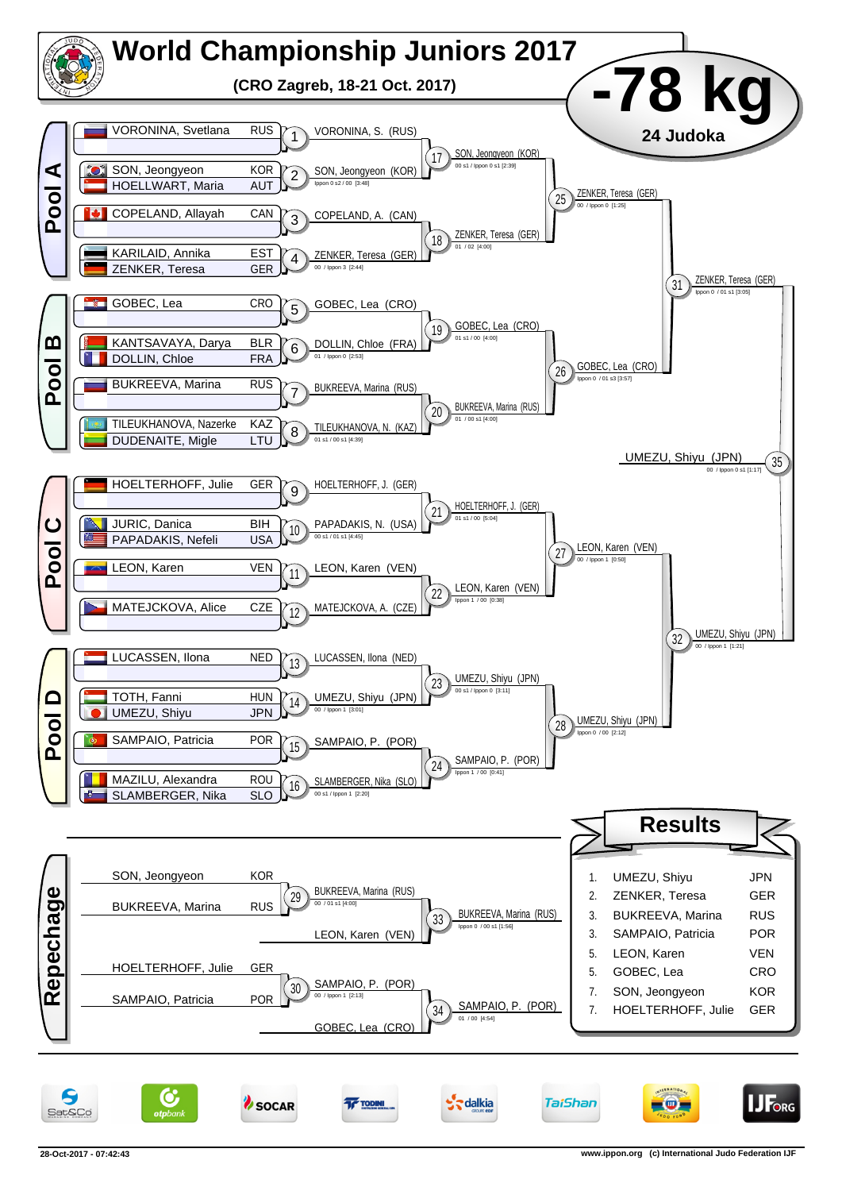# World Championship Juniors 2017

**(CRO Zagreb, 18-21 Oct. 2017)**

## -78 kg

**24 Judoka**

### Pool A

| Contest | Judoka | Winner | Score |
|---|---|---|---|
| 1 | VORONINA, Svetlana (RUS) | VORONINA, S. (RUS) | |
| 2 | SON, Jeongyeon (KOR) vs HOELLWART, Maria (AUT) | SON, Jeongyeon (KOR) | Ippon 0 s2 / 00 [3:48] |
| 3 | COPELAND, Allayah (CAN) | COPELAND, A. (CAN) | |
| 4 | KARILAID, Annika (EST) vs ZENKER, Teresa (GER) | ZENKER, Teresa (GER) | 00 / Ippon 3 [2:44] |
| 17 | VORONINA, S. (RUS) vs SON, Jeongyeon (KOR) | SON, Jeongyeon (KOR) | 00 s1 / Ippon 0 s1 [2:39] |
| 18 | COPELAND, A. (CAN) vs ZENKER, Teresa (GER) | ZENKER, Teresa (GER) | 01 / 02 [4:00] |
| 25 | SON, Jeongyeon (KOR) vs ZENKER, Teresa (GER) | ZENKER, Teresa (GER) | 00 / Ippon 0 [1:25] |

### Pool B

| Contest | Judoka | Winner | Score |
|---|---|---|---|
| 5 | GOBEC, Lea (CRO) | GOBEC, Lea (CRO) | |
| 6 | KANTSAVAYA, Darya (BLR) vs DOLLIN, Chloe (FRA) | DOLLIN, Chloe (FRA) | 01 / Ippon 0 [2:53] |
| 7 | BUKREEVA, Marina (RUS) | BUKREEVA, Marina (RUS) | |
| 8 | TILEUKHANOVA, Nazerke (KAZ) vs DUDENAITE, Migle (LTU) | TILEUKHANOVA, N. (KAZ) | 01 s1 / 00 s1 [4:39] |
| 19 | GOBEC, Lea (CRO) vs DOLLIN, Chloe (FRA) | GOBEC, Lea (CRO) | 01 s1 / 00 [4:00] |
| 20 | BUKREEVA, Marina (RUS) vs TILEUKHANOVA, N. (KAZ) | BUKREEVA, Marina (RUS) | 01 / 00 s1 [4:00] |
| 26 | GOBEC, Lea (CRO) vs BUKREEVA, Marina (RUS) | GOBEC, Lea (CRO) | Ippon 0 / 01 s3 [3:57] |
| 31 | ZENKER, Teresa (GER) vs GOBEC, Lea (CRO) | ZENKER, Teresa (GER) | Ippon 0 / 01 s1 [3:05] |

### Pool C

| Contest | Judoka | Winner | Score |
|---|---|---|---|
| 9 | HOELTERHOFF, Julie (GER) | HOELTERHOFF, J. (GER) | |
| 10 | JURIC, Danica (BIH) vs PAPADAKIS, Nefeli (USA) | PAPADAKIS, N. (USA) | 00 s1 / 01 s1 [4:45] |
| 11 | LEON, Karen (VEN) | LEON, Karen (VEN) | |
| 12 | MATEJCKOVA, Alice (CZE) | MATEJCKOVA, A. (CZE) | |
| 21 | HOELTERHOFF, J. (GER) vs PAPADAKIS, N. (USA) | HOELTERHOFF, J. (GER) | 01 s1 / 00 [5:04] |
| 22 | LEON, Karen (VEN) vs MATEJCKOVA, A. (CZE) | LEON, Karen (VEN) | Ippon 1 / 00 [0:38] |
| 27 | HOELTERHOFF, J. (GER) vs LEON, Karen (VEN) | LEON, Karen (VEN) | 00 / Ippon 1 [0:50] |

### Pool D

| Contest | Judoka | Winner | Score |
|---|---|---|---|
| 13 | LUCASSEN, Ilona (NED) | LUCASSEN, Ilona (NED) | |
| 14 | TOTH, Fanni (HUN) vs UMEZU, Shiyu (JPN) | UMEZU, Shiyu (JPN) | 00 / Ippon 1 [3:01] |
| 15 | SAMPAIO, Patricia (POR) | SAMPAIO, P. (POR) | |
| 16 | MAZILU, Alexandra (ROU) vs SLAMBERGER, Nika (SLO) | SLAMBERGER, Nika (SLO) | 00 s1 / Ippon 1 [2:20] |
| 23 | LUCASSEN, Ilona (NED) vs UMEZU, Shiyu (JPN) | UMEZU, Shiyu (JPN) | 00 s1 / Ippon 0 [3:11] |
| 24 | SAMPAIO, P. (POR) vs SLAMBERGER, Nika (SLO) | SAMPAIO, P. (POR) | Ippon 1 / 00 [0:41] |
| 28 | UMEZU, Shiyu (JPN) vs SAMPAIO, P. (POR) | UMEZU, Shiyu (JPN) | Ippon 0 / 00 [2:12] |
| 32 | LEON, Karen (VEN) vs UMEZU, Shiyu (JPN) | UMEZU, Shiyu (JPN) | 00 / Ippon 1 [1:21] |

### Final

| Contest | Judoka | Winner | Score |
|---|---|---|---|
| 35 | ZENKER, Teresa (GER) vs UMEZU, Shiyu (JPN) | UMEZU, Shiyu (JPN) | 00 / Ippon 0 s1 [1:17] |

### Repechage

| Contest | Judoka | Winner | Score |
|---|---|---|---|
| 29 | SON, Jeongyeon (KOR) vs BUKREEVA, Marina (RUS) | BUKREEVA, Marina (RUS) | 00 / 01 s1 [4:00] |
| 33 | BUKREEVA, Marina (RUS) vs LEON, Karen (VEN) | BUKREEVA, Marina (RUS) | Ippon 0 / 00 s1 [1:56] |
| 30 | HOELTERHOFF, Julie (GER) vs SAMPAIO, Patricia (POR) | SAMPAIO, P. (POR) | 00 / Ippon 1 [2:13] |
| 34 | SAMPAIO, P. (POR) vs GOBEC, Lea (CRO) | SAMPAIO, P. (POR) | 01 / 00 [4:54] |

## Results

| Place | Name | Country |
|---|---|---|
| 1. | UMEZU, Shiyu | JPN |
| 2. | ZENKER, Teresa | GER |
| 3. | BUKREEVA, Marina | RUS |
| 3. | SAMPAIO, Patricia | POR |
| 5. | LEON, Karen | VEN |
| 5. | GOBEC, Lea | CRO |
| 7. | SON, Jeongyeon | KOR |
| 7. | HOELTERHOFF, Julie | GER |

28-Oct-2017 - 07:42:43 — www.ippon.org (c) International Judo Federation IJF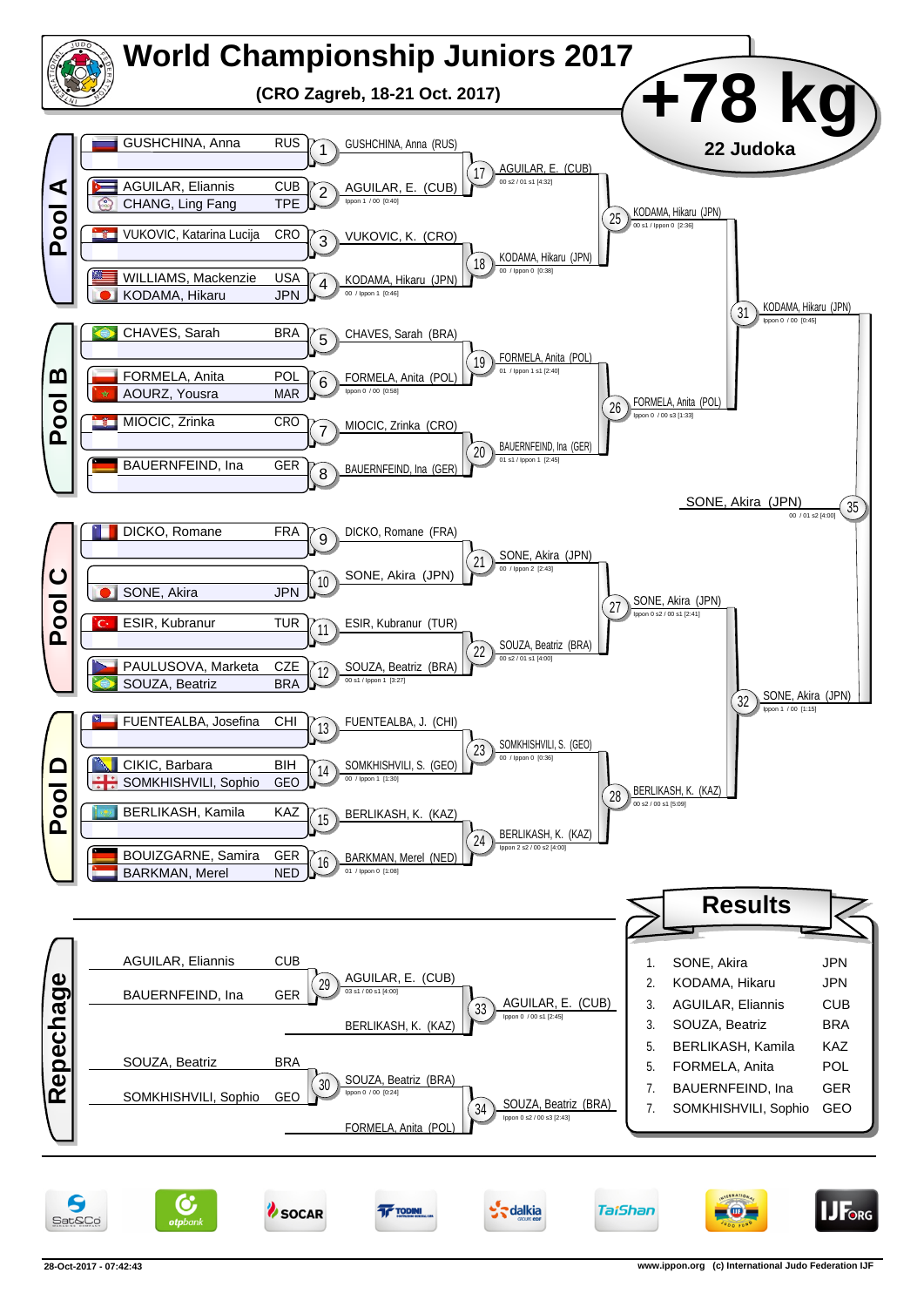# World Championship Juniors 2017

**(CRO Zagreb, 18-21 Oct. 2017)**

## +78 kg

**22 Judoka**

### Pool A

GUSHCHINA, Anna RUS
AGUILAR, Eliannis CUB
CHANG, Ling Fang TPE
VUKOVIC, Katarina Lucija CRO
WILLIAMS, Mackenzie USA
KODAMA, Hikaru JPN

1 GUSHCHINA, Anna (RUS)
2 AGUILAR, E. (CUB) Ippon 1 / 00 [0:40]
3 VUKOVIC, K. (CRO)
4 KODAMA, Hikaru (JPN) 00 / Ippon 1 [0:46]
17 AGUILAR, E. (CUB) 00 s2 / 01 s1 [4:32]
18 KODAMA, Hikaru (JPN) 00 / Ippon 0 [0:38]
25 KODAMA, Hikaru (JPN) 00 s1 / Ippon 0 [2:36]
31 KODAMA, Hikaru (JPN) Ippon 0 / 00 [0:45]

### Pool B

CHAVES, Sarah BRA
FORMELA, Anita POL
AOURZ, Yousra MAR
MIOCIC, Zrinka CRO
BAUERNFEIND, Ina GER

5 CHAVES, Sarah (BRA)
6 FORMELA, Anita (POL) Ippon 0 / 00 [0:58]
7 MIOCIC, Zrinka (CRO)
8 BAUERNFEIND, Ina (GER)
19 FORMELA, Anita (POL) 01 / Ippon 1 s1 [2:40]
20 BAUERNFEIND, Ina (GER) 01 s1 / Ippon 1 [2:45]
26 FORMELA, Anita (POL) Ippon 0 / 00 s3 [1:33]

35 SONE, Akira (JPN) 00 / 01 s2 [4:00]

### Pool C

DICKO, Romane FRA
SONE, Akira JPN
ESIR, Kubranur TUR
PAULUSOVA, Marketa CZE
SOUZA, Beatriz BRA

9 DICKO, Romane (FRA)
10 SONE, Akira (JPN)
11 ESIR, Kubranur (TUR)
12 SOUZA, Beatriz (BRA) 00 s1 / Ippon 1 [3:27]
21 SONE, Akira (JPN) 00 / Ippon 2 [2:43]
22 SOUZA, Beatriz (BRA) 00 s2 / 01 s1 [4:00]
27 SONE, Akira (JPN) Ippon 0 s2 / 00 s1 [2:41]
32 SONE, Akira (JPN) Ippon 1 / 00 [1:15]

### Pool D

FUENTEALBA, Josefina CHI
CIKIC, Barbara BIH
SOMKHISHVILI, Sophio GEO
BERLIKASH, Kamila KAZ
BOUIZGARNE, Samira GER
BARKMAN, Merel NED

13 FUENTEALBA, J. (CHI)
14 SOMKHISHVILI, S. (GEO) 00 / Ippon 1 [1:30]
15 BERLIKASH, K. (KAZ)
16 BARKMAN, Merel (NED) 01 / Ippon 0 [1:08]
23 SOMKHISHVILI, S. (GEO) 00 / Ippon 0 [0:36]
24 BERLIKASH, K. (KAZ) Ippon 2 s2 / 00 s2 [4:00]
28 BERLIKASH, K. (KAZ) 00 s2 / 00 s1 [5:09]

### Repechage

AGUILAR, Eliannis CUB
BAUERNFEIND, Ina GER
29 AGUILAR, E. (CUB) 03 s1 / 00 s1 [4:00]
BERLIKASH, K. (KAZ)
33 AGUILAR, E. (CUB) Ippon 0 / 00 s1 [2:45]

SOUZA, Beatriz BRA
SOMKHISHVILI, Sophio GEO
30 SOUZA, Beatriz (BRA) Ippon 0 / 00 [0:24]
FORMELA, Anita (POL)
34 SOUZA, Beatriz (BRA) Ippon 0 s2 / 00 s3 [2:43]

### Results

| | | |
|---|---|---|
| 1. | SONE, Akira | JPN |
| 2. | KODAMA, Hikaru | JPN |
| 3. | AGUILAR, Eliannis | CUB |
| 3. | SOUZA, Beatriz | BRA |
| 5. | BERLIKASH, Kamila | KAZ |
| 5. | FORMELA, Anita | POL |
| 7. | BAUERNFEIND, Ina | GER |
| 7. | SOMKHISHVILI, Sophio | GEO |

28-Oct-2017 - 07:42:43 — www.ippon.org (c) International Judo Federation IJF